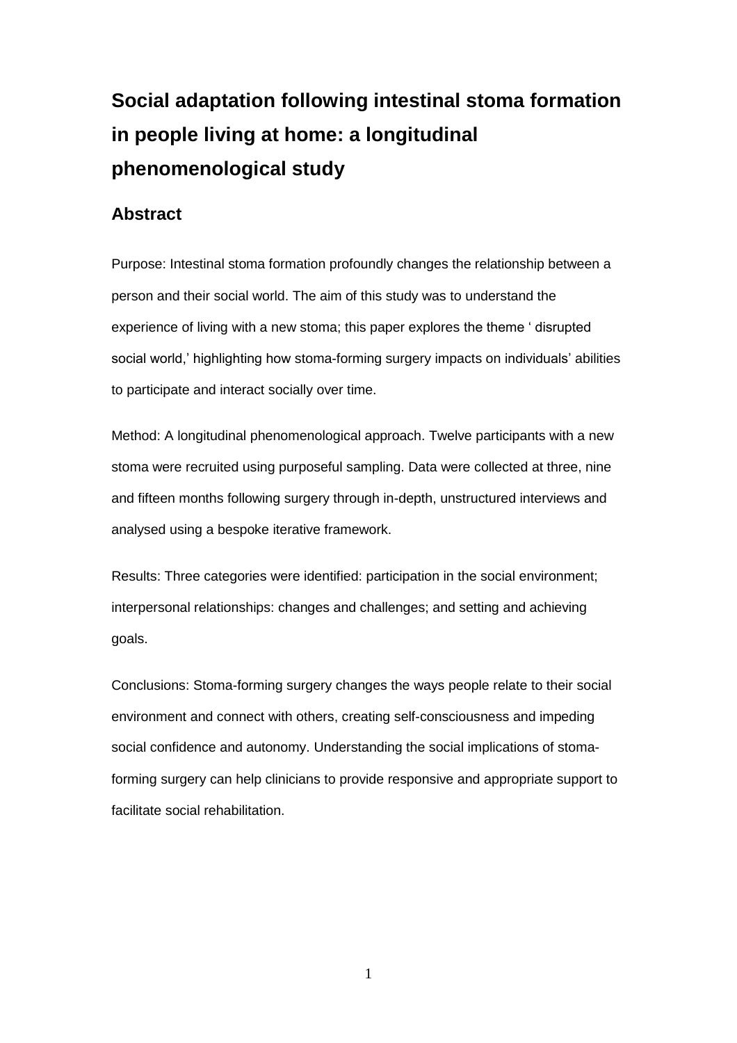# Social adaptation following intestinal stoma formation in people living at home: a longitudinal phenomenological study

## Abstract

Purpose: Intestinal stoma formation profoundly changes the relationship between a person and their social world. The aim of this study was to understand the experience of living with a new stoma; this paper explores the theme ' disrupted social world,' highlighting how stoma-forming surgery impacts on individuals' abilities to participate and interact socially over time.

Method: A longitudinal phenomenological approach. Twelve participants with a new stoma were recruited using purposeful sampling. Data were collected at three, nine and fifteen months following surgery through in-depth, unstructured interviews and analysed using a bespoke iterative framework.

Results: Three categories were identified: participation in the social environment; interpersonal relationships: changes and challenges; and setting and achieving goals.

Conclusions: Stoma-forming surgery changes the ways people relate to their social environment and connect with others, creating self-consciousness and impeding social confidence and autonomy. Understanding the social implications of stoma-forming surgery can help clinicians to provide responsive and appropriate support to facilitate social rehabilitation.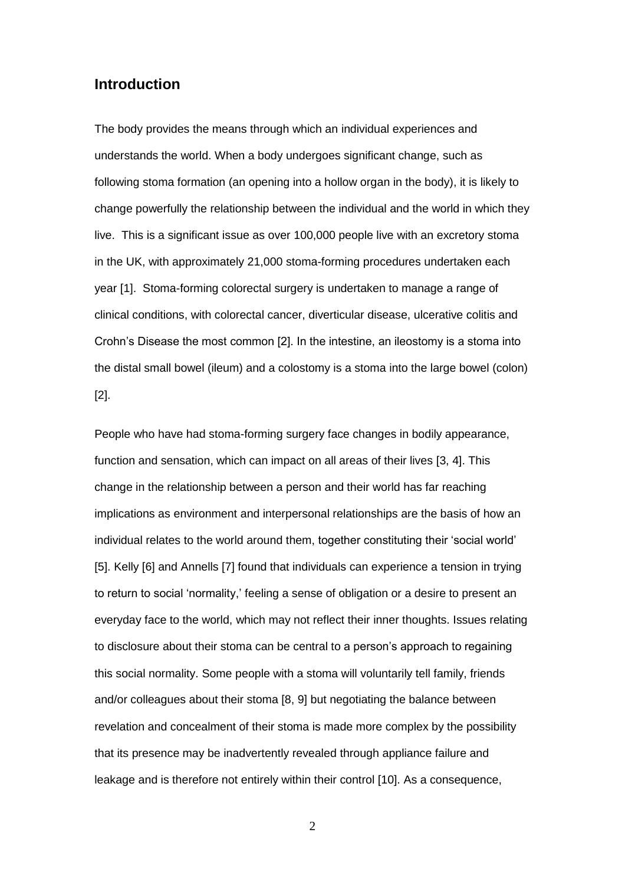## Introduction

The body provides the means through which an individual experiences and understands the world. When a body undergoes significant change, such as following stoma formation (an opening into a hollow organ in the body), it is likely to change powerfully the relationship between the individual and the world in which they live. This is a significant issue as over 100,000 people live with an excretory stoma in the UK, with approximately 21,000 stoma-forming procedures undertaken each year [1]. Stoma-forming colorectal surgery is undertaken to manage a range of clinical conditions, with colorectal cancer, diverticular disease, ulcerative colitis and Crohn's Disease the most common [2]. In the intestine, an ileostomy is a stoma into the distal small bowel (ileum) and a colostomy is a stoma into the large bowel (colon) [2].

People who have had stoma-forming surgery face changes in bodily appearance, function and sensation, which can impact on all areas of their lives [3, 4]. This change in the relationship between a person and their world has far reaching implications as environment and interpersonal relationships are the basis of how an individual relates to the world around them, together constituting their 'social world' [5]. Kelly [6] and Annells [7] found that individuals can experience a tension in trying to return to social 'normality,' feeling a sense of obligation or a desire to present an everyday face to the world, which may not reflect their inner thoughts. Issues relating to disclosure about their stoma can be central to a person's approach to regaining this social normality. Some people with a stoma will voluntarily tell family, friends and/or colleagues about their stoma [8, 9] but negotiating the balance between revelation and concealment of their stoma is made more complex by the possibility that its presence may be inadvertently revealed through appliance failure and leakage and is therefore not entirely within their control [10]. As a consequence,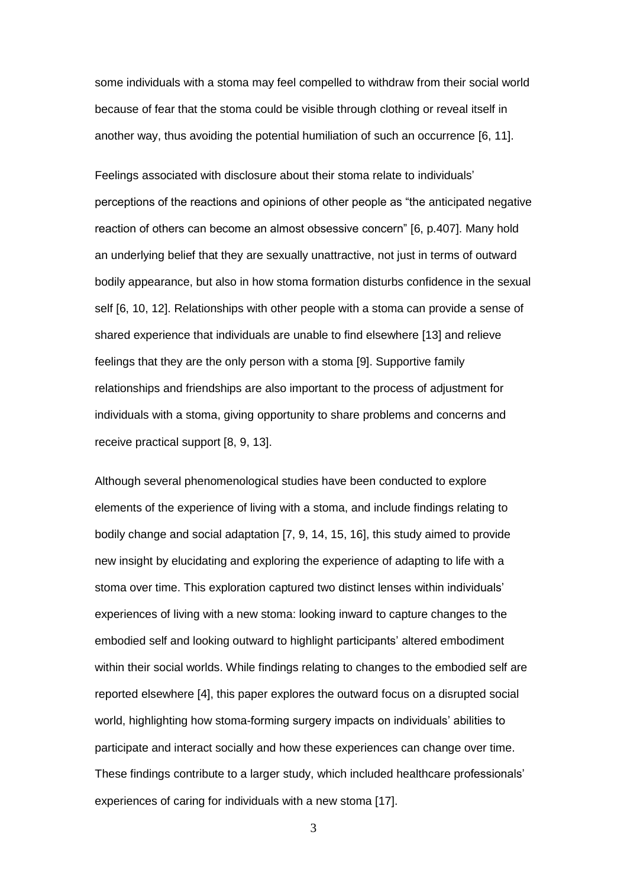some individuals with a stoma may feel compelled to withdraw from their social world because of fear that the stoma could be visible through clothing or reveal itself in another way, thus avoiding the potential humiliation of such an occurrence [6, 11].

Feelings associated with disclosure about their stoma relate to individuals' perceptions of the reactions and opinions of other people as "the anticipated negative reaction of others can become an almost obsessive concern" [6, p.407]. Many hold an underlying belief that they are sexually unattractive, not just in terms of outward bodily appearance, but also in how stoma formation disturbs confidence in the sexual self [6, 10, 12]. Relationships with other people with a stoma can provide a sense of shared experience that individuals are unable to find elsewhere [13] and relieve feelings that they are the only person with a stoma [9]. Supportive family relationships and friendships are also important to the process of adjustment for individuals with a stoma, giving opportunity to share problems and concerns and receive practical support [8, 9, 13].

Although several phenomenological studies have been conducted to explore elements of the experience of living with a stoma, and include findings relating to bodily change and social adaptation [7, 9, 14, 15, 16], this study aimed to provide new insight by elucidating and exploring the experience of adapting to life with a stoma over time. This exploration captured two distinct lenses within individuals' experiences of living with a new stoma: looking inward to capture changes to the embodied self and looking outward to highlight participants' altered embodiment within their social worlds. While findings relating to changes to the embodied self are reported elsewhere [4], this paper explores the outward focus on a disrupted social world, highlighting how stoma-forming surgery impacts on individuals' abilities to participate and interact socially and how these experiences can change over time. These findings contribute to a larger study, which included healthcare professionals' experiences of caring for individuals with a new stoma [17].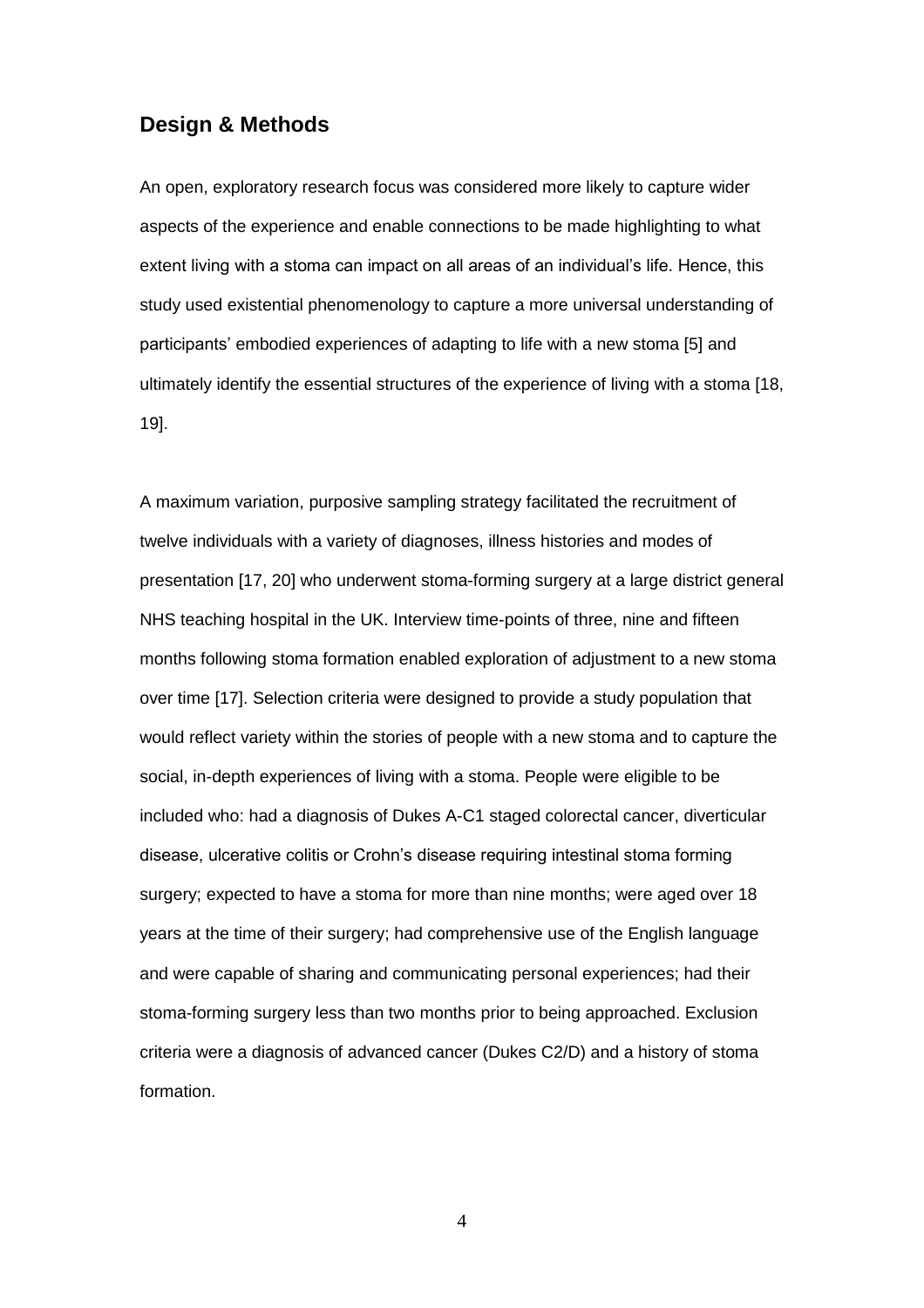## Design & Methods

An open, exploratory research focus was considered more likely to capture wider aspects of the experience and enable connections to be made highlighting to what extent living with a stoma can impact on all areas of an individual's life. Hence, this study used existential phenomenology to capture a more universal understanding of participants' embodied experiences of adapting to life with a new stoma [5] and ultimately identify the essential structures of the experience of living with a stoma [18, 19].

A maximum variation, purposive sampling strategy facilitated the recruitment of twelve individuals with a variety of diagnoses, illness histories and modes of presentation [17, 20] who underwent stoma-forming surgery at a large district general NHS teaching hospital in the UK. Interview time-points of three, nine and fifteen months following stoma formation enabled exploration of adjustment to a new stoma over time [17]. Selection criteria were designed to provide a study population that would reflect variety within the stories of people with a new stoma and to capture the social, in-depth experiences of living with a stoma. People were eligible to be included who: had a diagnosis of Dukes A-C1 staged colorectal cancer, diverticular disease, ulcerative colitis or Crohn's disease requiring intestinal stoma forming surgery; expected to have a stoma for more than nine months; were aged over 18 years at the time of their surgery; had comprehensive use of the English language and were capable of sharing and communicating personal experiences; had their stoma-forming surgery less than two months prior to being approached. Exclusion criteria were a diagnosis of advanced cancer (Dukes C2/D) and a history of stoma formation.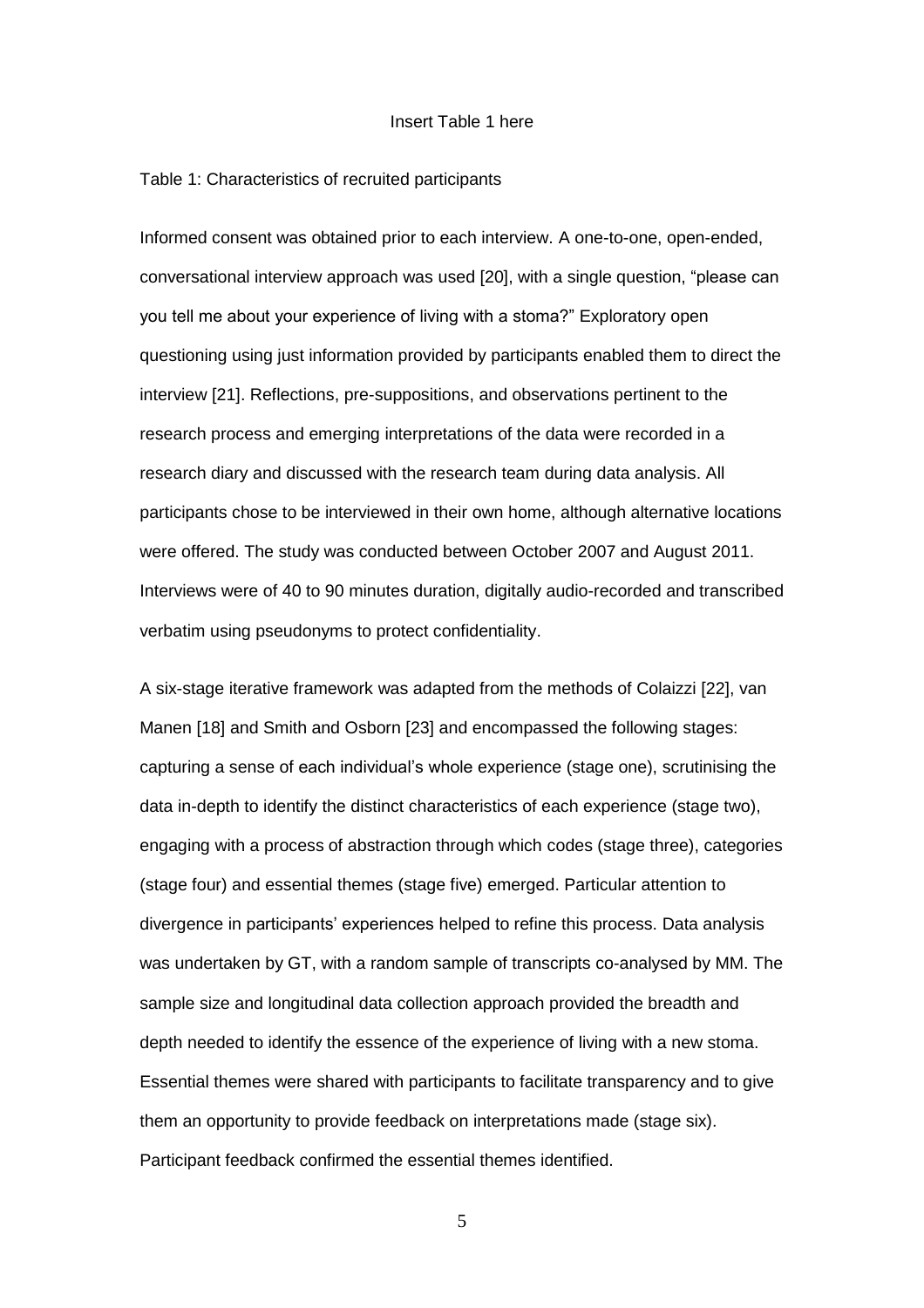Insert Table 1 here

Table 1: Characteristics of recruited participants

Informed consent was obtained prior to each interview. A one-to-one, open-ended, conversational interview approach was used [20], with a single question, "please can you tell me about your experience of living with a stoma?" Exploratory open questioning using just information provided by participants enabled them to direct the interview [21]. Reflections, pre-suppositions, and observations pertinent to the research process and emerging interpretations of the data were recorded in a research diary and discussed with the research team during data analysis. All participants chose to be interviewed in their own home, although alternative locations were offered. The study was conducted between October 2007 and August 2011. Interviews were of 40 to 90 minutes duration, digitally audio-recorded and transcribed verbatim using pseudonyms to protect confidentiality.

A six-stage iterative framework was adapted from the methods of Colaizzi [22], van Manen [18] and Smith and Osborn [23] and encompassed the following stages: capturing a sense of each individual's whole experience (stage one), scrutinising the data in-depth to identify the distinct characteristics of each experience (stage two), engaging with a process of abstraction through which codes (stage three), categories (stage four) and essential themes (stage five) emerged. Particular attention to divergence in participants' experiences helped to refine this process. Data analysis was undertaken by GT, with a random sample of transcripts co-analysed by MM. The sample size and longitudinal data collection approach provided the breadth and depth needed to identify the essence of the experience of living with a new stoma. Essential themes were shared with participants to facilitate transparency and to give them an opportunity to provide feedback on interpretations made (stage six). Participant feedback confirmed the essential themes identified.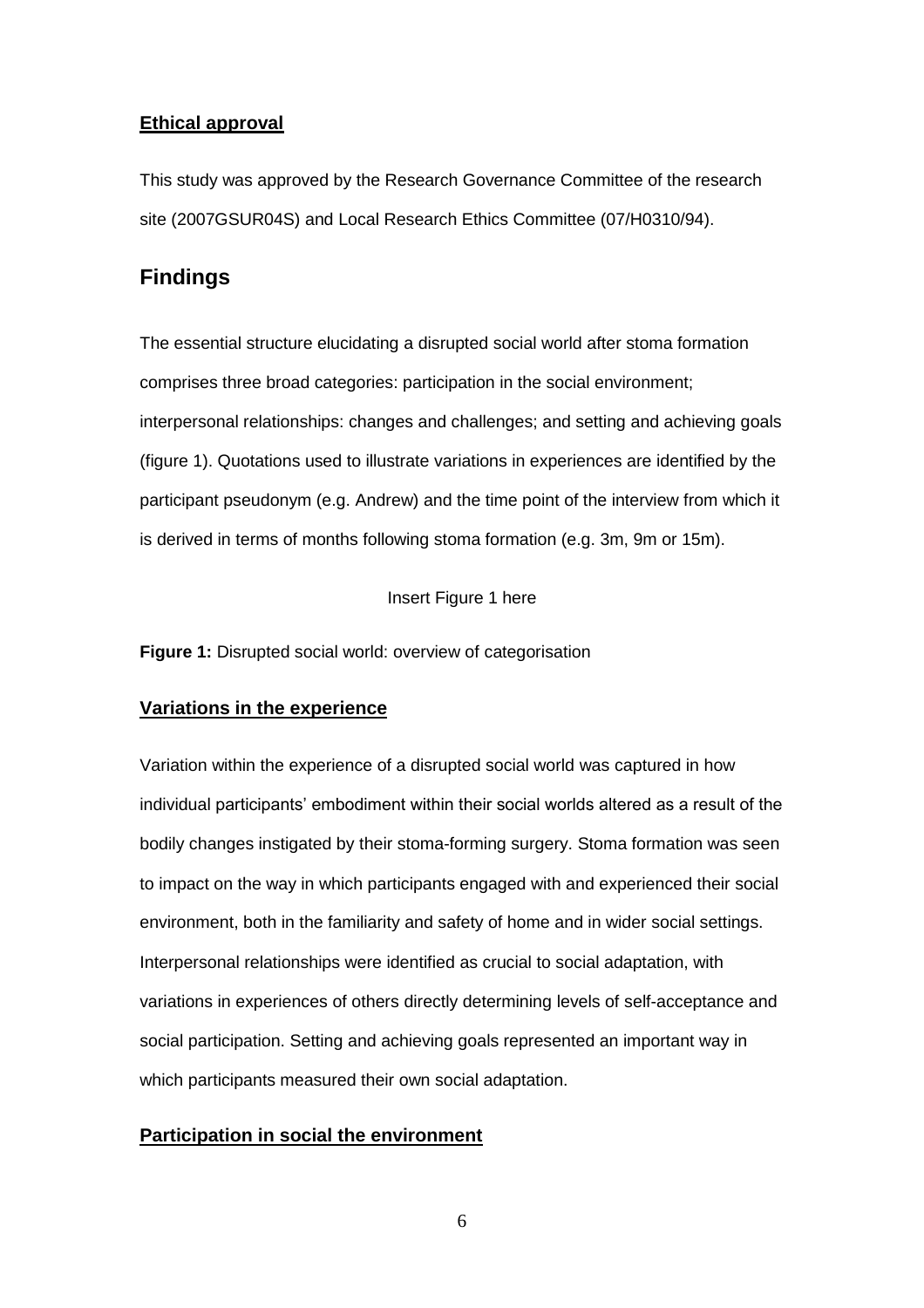## Ethical approval

This study was approved by the Research Governance Committee of the research site (2007GSUR04S) and Local Research Ethics Committee (07/H0310/94).

# Findings

The essential structure elucidating a disrupted social world after stoma formation comprises three broad categories: participation in the social environment; interpersonal relationships: changes and challenges; and setting and achieving goals (figure 1). Quotations used to illustrate variations in experiences are identified by the participant pseudonym (e.g. Andrew) and the time point of the interview from which it is derived in terms of months following stoma formation (e.g. 3m, 9m or 15m).

Insert Figure 1 here

**Figure 1:** Disrupted social world: overview of categorisation

## Variations in the experience

Variation within the experience of a disrupted social world was captured in how individual participants' embodiment within their social worlds altered as a result of the bodily changes instigated by their stoma-forming surgery. Stoma formation was seen to impact on the way in which participants engaged with and experienced their social environment, both in the familiarity and safety of home and in wider social settings. Interpersonal relationships were identified as crucial to social adaptation, with variations in experiences of others directly determining levels of self-acceptance and social participation. Setting and achieving goals represented an important way in which participants measured their own social adaptation.

## Participation in social the environment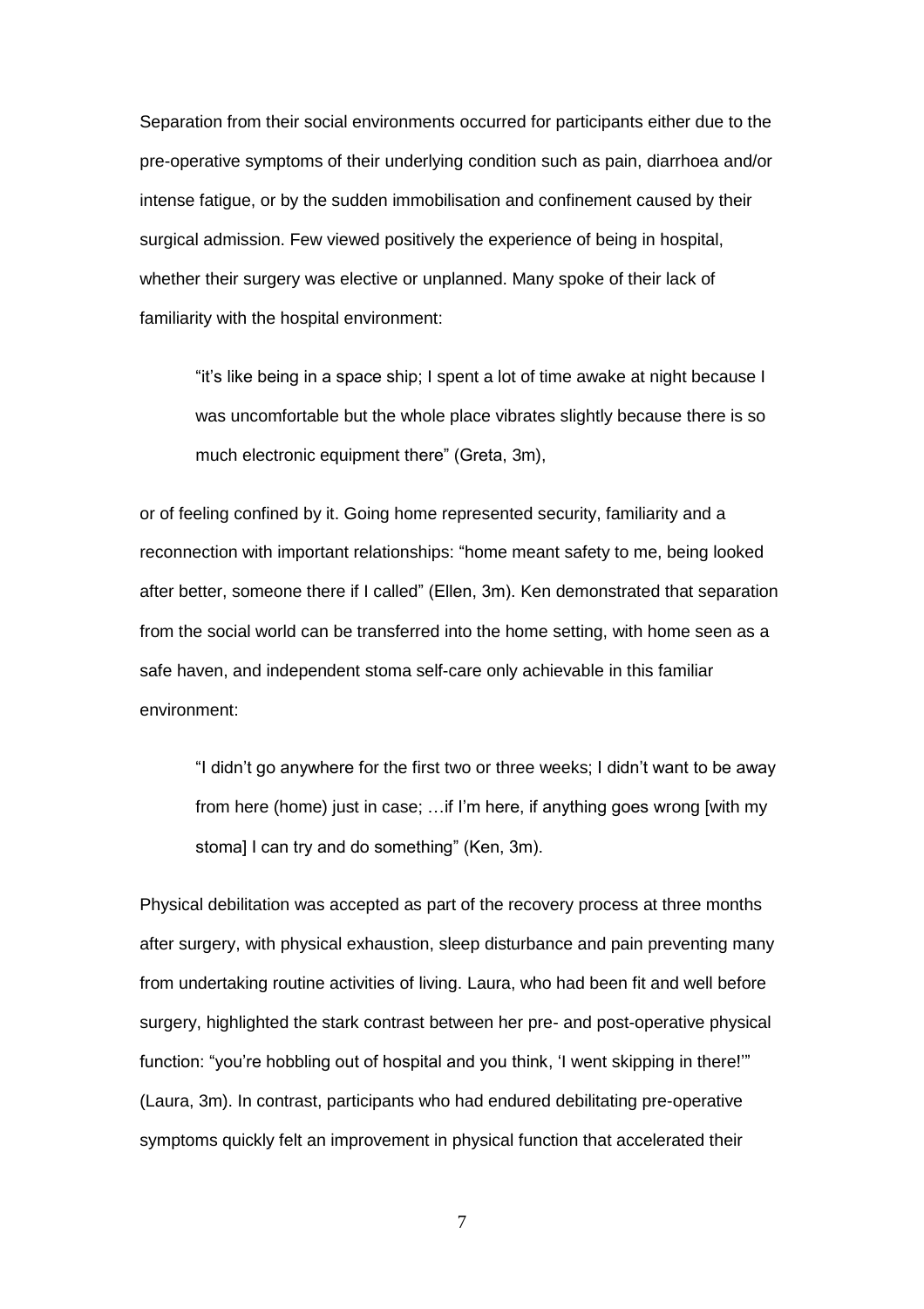Separation from their social environments occurred for participants either due to the pre-operative symptoms of their underlying condition such as pain, diarrhoea and/or intense fatigue, or by the sudden immobilisation and confinement caused by their surgical admission. Few viewed positively the experience of being in hospital, whether their surgery was elective or unplanned. Many spoke of their lack of familiarity with the hospital environment:

> "it's like being in a space ship; I spent a lot of time awake at night because I was uncomfortable but the whole place vibrates slightly because there is so much electronic equipment there" (Greta, 3m),

or of feeling confined by it. Going home represented security, familiarity and a reconnection with important relationships: "home meant safety to me, being looked after better, someone there if I called" (Ellen, 3m). Ken demonstrated that separation from the social world can be transferred into the home setting, with home seen as a safe haven, and independent stoma self-care only achievable in this familiar environment:

> "I didn't go anywhere for the first two or three weeks; I didn't want to be away from here (home) just in case; …if I'm here, if anything goes wrong [with my stoma] I can try and do something" (Ken, 3m).

Physical debilitation was accepted as part of the recovery process at three months after surgery, with physical exhaustion, sleep disturbance and pain preventing many from undertaking routine activities of living. Laura, who had been fit and well before surgery, highlighted the stark contrast between her pre- and post-operative physical function: "you're hobbling out of hospital and you think, 'I went skipping in there!'" (Laura, 3m). In contrast, participants who had endured debilitating pre-operative symptoms quickly felt an improvement in physical function that accelerated their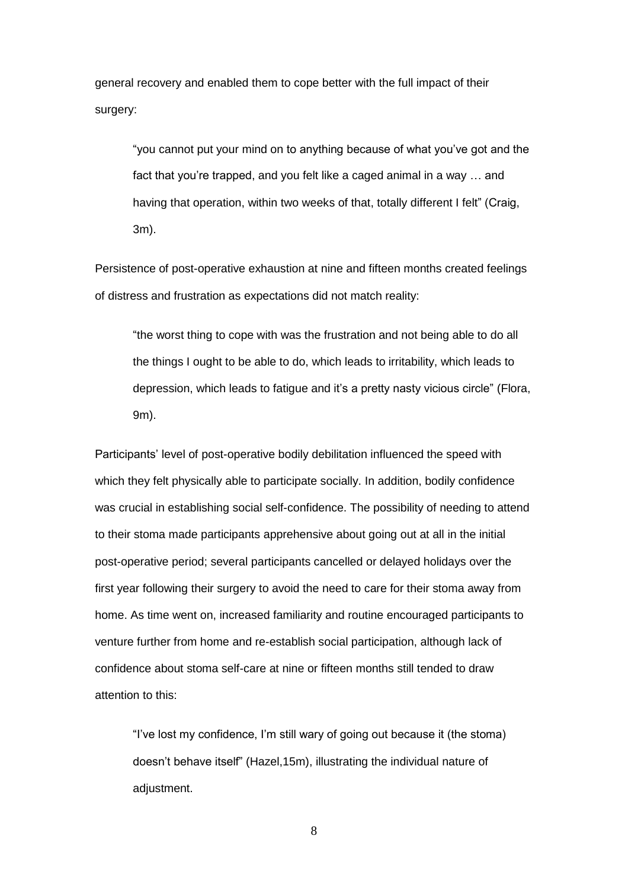general recovery and enabled them to cope better with the full impact of their surgery:

> "you cannot put your mind on to anything because of what you've got and the fact that you're trapped, and you felt like a caged animal in a way … and having that operation, within two weeks of that, totally different I felt" (Craig, 3m).

Persistence of post-operative exhaustion at nine and fifteen months created feelings of distress and frustration as expectations did not match reality:

> "the worst thing to cope with was the frustration and not being able to do all the things I ought to be able to do, which leads to irritability, which leads to depression, which leads to fatigue and it's a pretty nasty vicious circle" (Flora, 9m).

Participants' level of post-operative bodily debilitation influenced the speed with which they felt physically able to participate socially. In addition, bodily confidence was crucial in establishing social self-confidence. The possibility of needing to attend to their stoma made participants apprehensive about going out at all in the initial post-operative period; several participants cancelled or delayed holidays over the first year following their surgery to avoid the need to care for their stoma away from home. As time went on, increased familiarity and routine encouraged participants to venture further from home and re-establish social participation, although lack of confidence about stoma self-care at nine or fifteen months still tended to draw attention to this:

> "I've lost my confidence, I'm still wary of going out because it (the stoma) doesn't behave itself" (Hazel,15m), illustrating the individual nature of adjustment.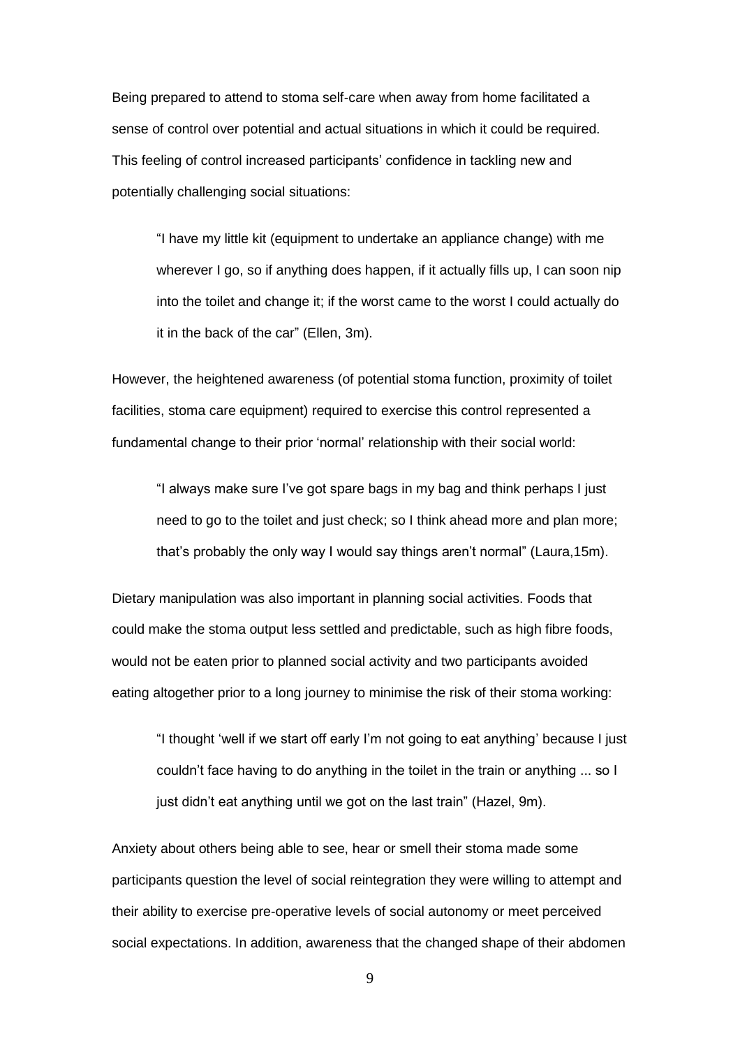Being prepared to attend to stoma self-care when away from home facilitated a sense of control over potential and actual situations in which it could be required. This feeling of control increased participants' confidence in tackling new and potentially challenging social situations:

> "I have my little kit (equipment to undertake an appliance change) with me wherever I go, so if anything does happen, if it actually fills up, I can soon nip into the toilet and change it; if the worst came to the worst I could actually do it in the back of the car" (Ellen, 3m).

However, the heightened awareness (of potential stoma function, proximity of toilet facilities, stoma care equipment) required to exercise this control represented a fundamental change to their prior 'normal' relationship with their social world:

> "I always make sure I've got spare bags in my bag and think perhaps I just need to go to the toilet and just check; so I think ahead more and plan more; that's probably the only way I would say things aren't normal" (Laura,15m).

Dietary manipulation was also important in planning social activities. Foods that could make the stoma output less settled and predictable, such as high fibre foods, would not be eaten prior to planned social activity and two participants avoided eating altogether prior to a long journey to minimise the risk of their stoma working:

> "I thought 'well if we start off early I'm not going to eat anything' because I just couldn't face having to do anything in the toilet in the train or anything ... so I just didn't eat anything until we got on the last train" (Hazel, 9m).

Anxiety about others being able to see, hear or smell their stoma made some participants question the level of social reintegration they were willing to attempt and their ability to exercise pre-operative levels of social autonomy or meet perceived social expectations. In addition, awareness that the changed shape of their abdomen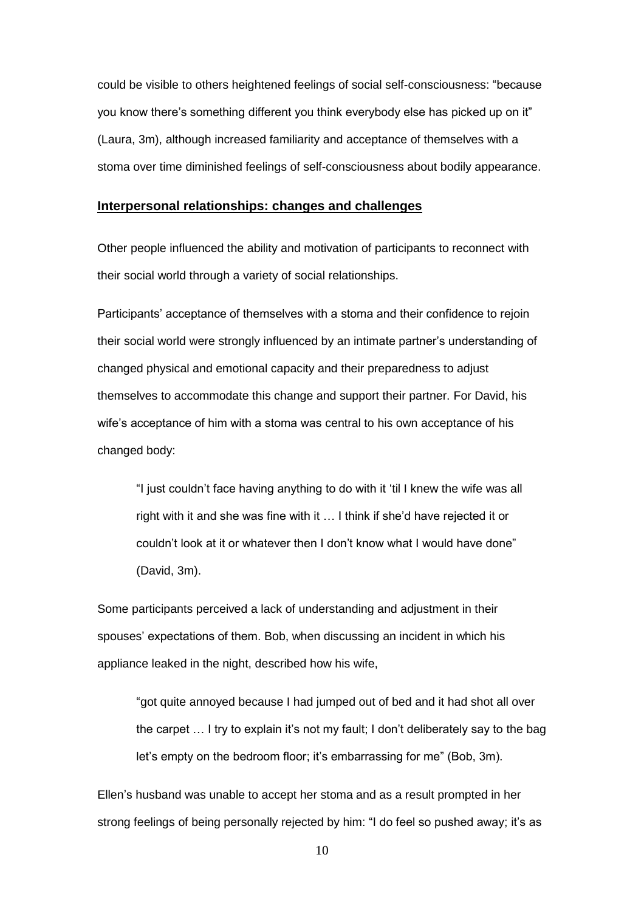could be visible to others heightened feelings of social self-consciousness: "because you know there's something different you think everybody else has picked up on it" (Laura, 3m), although increased familiarity and acceptance of themselves with a stoma over time diminished feelings of self-consciousness about bodily appearance.

## Interpersonal relationships: changes and challenges

Other people influenced the ability and motivation of participants to reconnect with their social world through a variety of social relationships.

Participants' acceptance of themselves with a stoma and their confidence to rejoin their social world were strongly influenced by an intimate partner's understanding of changed physical and emotional capacity and their preparedness to adjust themselves to accommodate this change and support their partner. For David, his wife's acceptance of him with a stoma was central to his own acceptance of his changed body:

> "I just couldn't face having anything to do with it 'til I knew the wife was all right with it and she was fine with it … I think if she'd have rejected it or couldn't look at it or whatever then I don't know what I would have done" (David, 3m).

Some participants perceived a lack of understanding and adjustment in their spouses' expectations of them. Bob, when discussing an incident in which his appliance leaked in the night, described how his wife,

> "got quite annoyed because I had jumped out of bed and it had shot all over the carpet … I try to explain it's not my fault; I don't deliberately say to the bag let's empty on the bedroom floor; it's embarrassing for me" (Bob, 3m).

Ellen's husband was unable to accept her stoma and as a result prompted in her strong feelings of being personally rejected by him: "I do feel so pushed away; it's as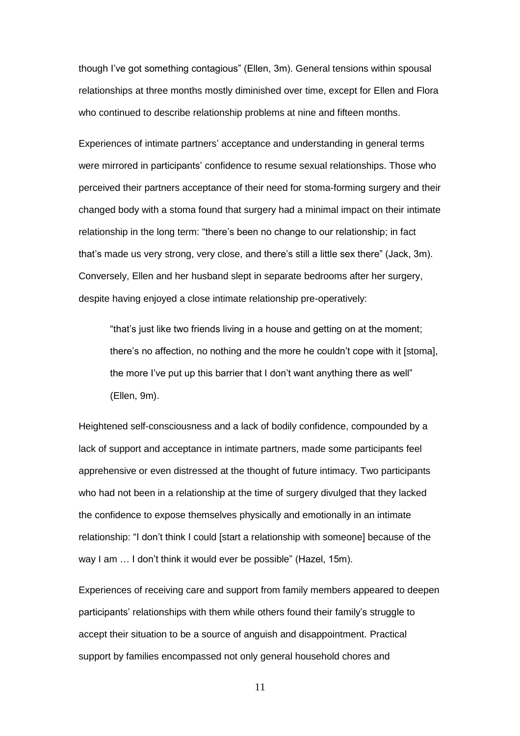though I've got something contagious" (Ellen, 3m). General tensions within spousal relationships at three months mostly diminished over time, except for Ellen and Flora who continued to describe relationship problems at nine and fifteen months.

Experiences of intimate partners' acceptance and understanding in general terms were mirrored in participants' confidence to resume sexual relationships. Those who perceived their partners acceptance of their need for stoma-forming surgery and their changed body with a stoma found that surgery had a minimal impact on their intimate relationship in the long term: "there's been no change to our relationship; in fact that's made us very strong, very close, and there's still a little sex there" (Jack, 3m). Conversely, Ellen and her husband slept in separate bedrooms after her surgery, despite having enjoyed a close intimate relationship pre-operatively:

> "that's just like two friends living in a house and getting on at the moment; there's no affection, no nothing and the more he couldn't cope with it [stoma], the more I've put up this barrier that I don't want anything there as well" (Ellen, 9m).

Heightened self-consciousness and a lack of bodily confidence, compounded by a lack of support and acceptance in intimate partners, made some participants feel apprehensive or even distressed at the thought of future intimacy. Two participants who had not been in a relationship at the time of surgery divulged that they lacked the confidence to expose themselves physically and emotionally in an intimate relationship: "I don't think I could [start a relationship with someone] because of the way I am … I don't think it would ever be possible" (Hazel, 15m).

Experiences of receiving care and support from family members appeared to deepen participants' relationships with them while others found their family's struggle to accept their situation to be a source of anguish and disappointment. Practical support by families encompassed not only general household chores and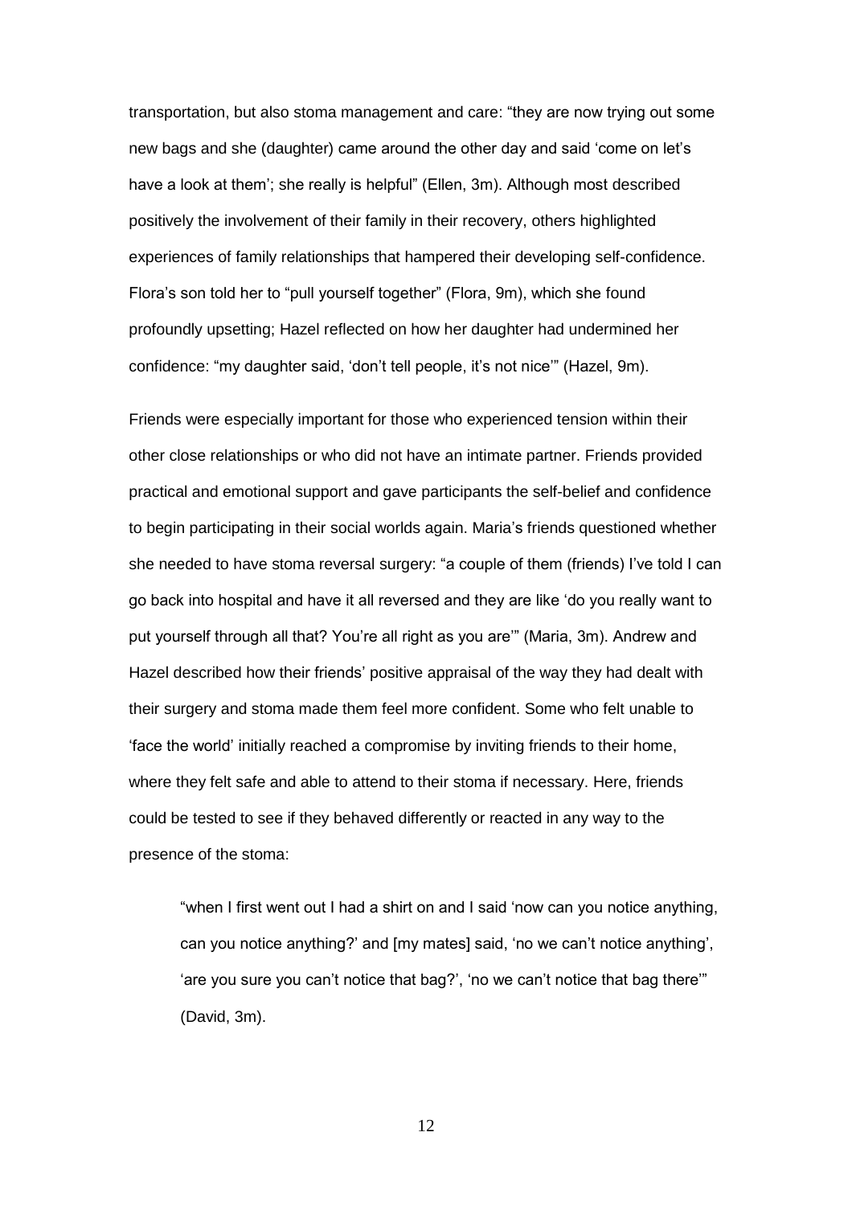transportation, but also stoma management and care: “they are now trying out some new bags and she (daughter) came around the other day and said ‘come on let’s have a look at them’; she really is helpful” (Ellen, 3m). Although most described positively the involvement of their family in their recovery, others highlighted experiences of family relationships that hampered their developing self-confidence. Flora’s son told her to “pull yourself together” (Flora, 9m), which she found profoundly upsetting; Hazel reflected on how her daughter had undermined her confidence: “my daughter said, ‘don’t tell people, it’s not nice’” (Hazel, 9m).

Friends were especially important for those who experienced tension within their other close relationships or who did not have an intimate partner. Friends provided practical and emotional support and gave participants the self-belief and confidence to begin participating in their social worlds again. Maria’s friends questioned whether she needed to have stoma reversal surgery: “a couple of them (friends) I’ve told I can go back into hospital and have it all reversed and they are like ‘do you really want to put yourself through all that? You’re all right as you are’” (Maria, 3m). Andrew and Hazel described how their friends’ positive appraisal of the way they had dealt with their surgery and stoma made them feel more confident. Some who felt unable to ‘face the world’ initially reached a compromise by inviting friends to their home, where they felt safe and able to attend to their stoma if necessary. Here, friends could be tested to see if they behaved differently or reacted in any way to the presence of the stoma:

> “when I first went out I had a shirt on and I said ‘now can you notice anything, can you notice anything?’ and [my mates] said, ‘no we can’t notice anything’, ‘are you sure you can’t notice that bag?’, ‘no we can’t notice that bag there’” (David, 3m).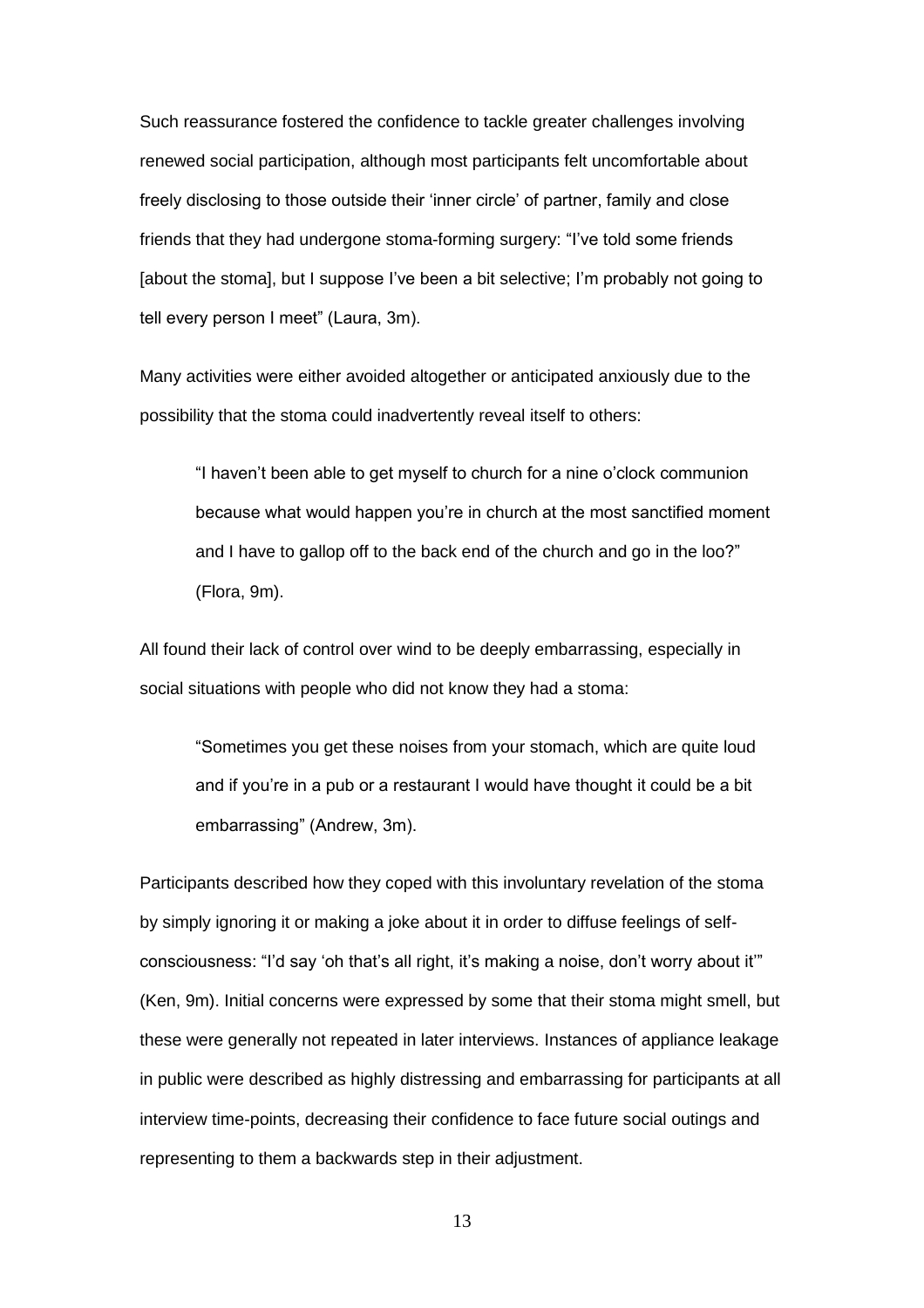Such reassurance fostered the confidence to tackle greater challenges involving renewed social participation, although most participants felt uncomfortable about freely disclosing to those outside their 'inner circle' of partner, family and close friends that they had undergone stoma-forming surgery: "I've told some friends [about the stoma], but I suppose I've been a bit selective; I'm probably not going to tell every person I meet" (Laura, 3m).

Many activities were either avoided altogether or anticipated anxiously due to the possibility that the stoma could inadvertently reveal itself to others:

> "I haven't been able to get myself to church for a nine o'clock communion because what would happen you're in church at the most sanctified moment and I have to gallop off to the back end of the church and go in the loo?" (Flora, 9m).

All found their lack of control over wind to be deeply embarrassing, especially in social situations with people who did not know they had a stoma:

> "Sometimes you get these noises from your stomach, which are quite loud and if you're in a pub or a restaurant I would have thought it could be a bit embarrassing" (Andrew, 3m).

Participants described how they coped with this involuntary revelation of the stoma by simply ignoring it or making a joke about it in order to diffuse feelings of self-consciousness: "I'd say 'oh that's all right, it's making a noise, don't worry about it'" (Ken, 9m). Initial concerns were expressed by some that their stoma might smell, but these were generally not repeated in later interviews. Instances of appliance leakage in public were described as highly distressing and embarrassing for participants at all interview time-points, decreasing their confidence to face future social outings and representing to them a backwards step in their adjustment.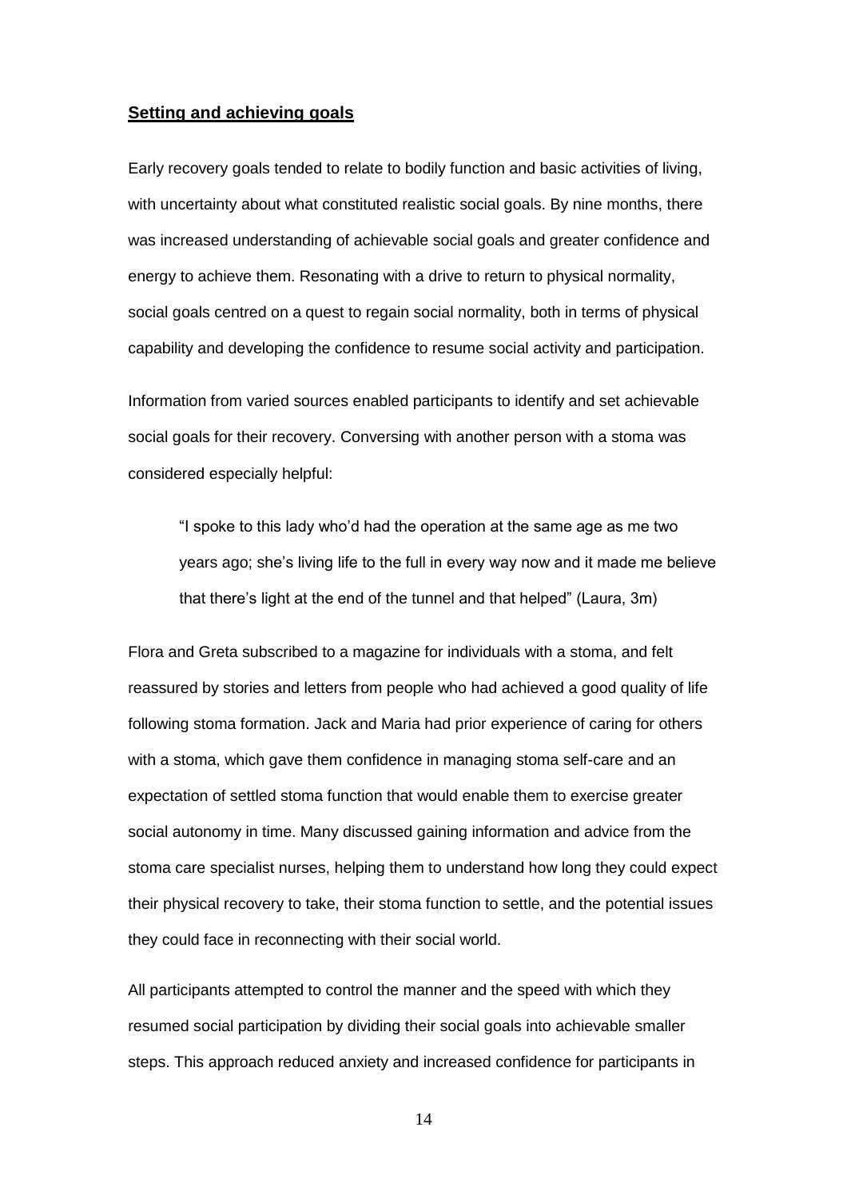## Setting and achieving goals

Early recovery goals tended to relate to bodily function and basic activities of living, with uncertainty about what constituted realistic social goals. By nine months, there was increased understanding of achievable social goals and greater confidence and energy to achieve them. Resonating with a drive to return to physical normality, social goals centred on a quest to regain social normality, both in terms of physical capability and developing the confidence to resume social activity and participation.

Information from varied sources enabled participants to identify and set achievable social goals for their recovery. Conversing with another person with a stoma was considered especially helpful:

> "I spoke to this lady who'd had the operation at the same age as me two years ago; she's living life to the full in every way now and it made me believe that there's light at the end of the tunnel and that helped" (Laura, 3m)

Flora and Greta subscribed to a magazine for individuals with a stoma, and felt reassured by stories and letters from people who had achieved a good quality of life following stoma formation. Jack and Maria had prior experience of caring for others with a stoma, which gave them confidence in managing stoma self-care and an expectation of settled stoma function that would enable them to exercise greater social autonomy in time. Many discussed gaining information and advice from the stoma care specialist nurses, helping them to understand how long they could expect their physical recovery to take, their stoma function to settle, and the potential issues they could face in reconnecting with their social world.

All participants attempted to control the manner and the speed with which they resumed social participation by dividing their social goals into achievable smaller steps. This approach reduced anxiety and increased confidence for participants in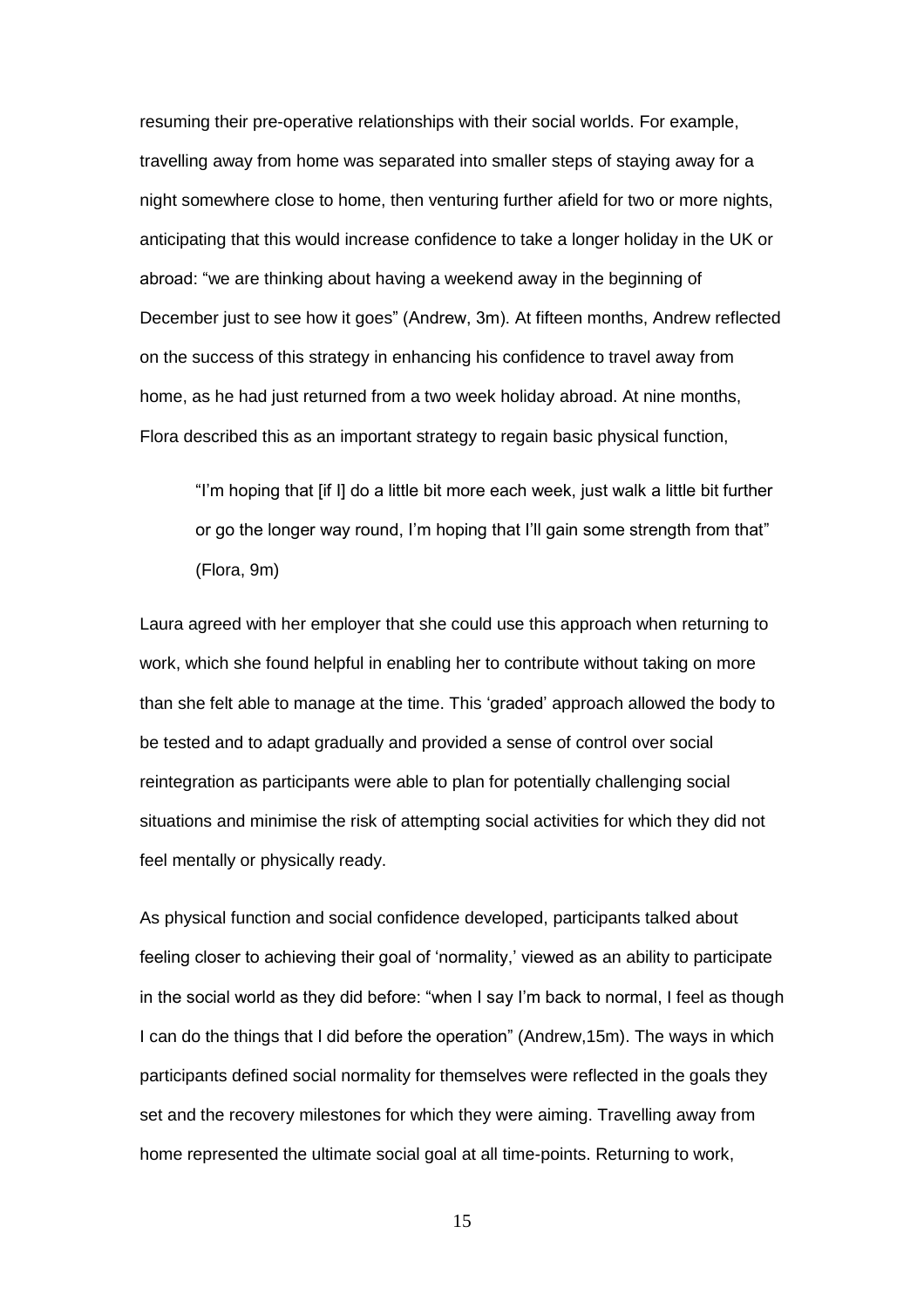resuming their pre-operative relationships with their social worlds. For example, travelling away from home was separated into smaller steps of staying away for a night somewhere close to home, then venturing further afield for two or more nights, anticipating that this would increase confidence to take a longer holiday in the UK or abroad: "we are thinking about having a weekend away in the beginning of December just to see how it goes" (Andrew, 3m). At fifteen months, Andrew reflected on the success of this strategy in enhancing his confidence to travel away from home, as he had just returned from a two week holiday abroad. At nine months, Flora described this as an important strategy to regain basic physical function,

> "I'm hoping that [if I] do a little bit more each week, just walk a little bit further or go the longer way round, I'm hoping that I'll gain some strength from that" (Flora, 9m)

Laura agreed with her employer that she could use this approach when returning to work, which she found helpful in enabling her to contribute without taking on more than she felt able to manage at the time. This 'graded' approach allowed the body to be tested and to adapt gradually and provided a sense of control over social reintegration as participants were able to plan for potentially challenging social situations and minimise the risk of attempting social activities for which they did not feel mentally or physically ready.

As physical function and social confidence developed, participants talked about feeling closer to achieving their goal of 'normality,' viewed as an ability to participate in the social world as they did before: "when I say I'm back to normal, I feel as though I can do the things that I did before the operation" (Andrew,15m). The ways in which participants defined social normality for themselves were reflected in the goals they set and the recovery milestones for which they were aiming. Travelling away from home represented the ultimate social goal at all time-points. Returning to work,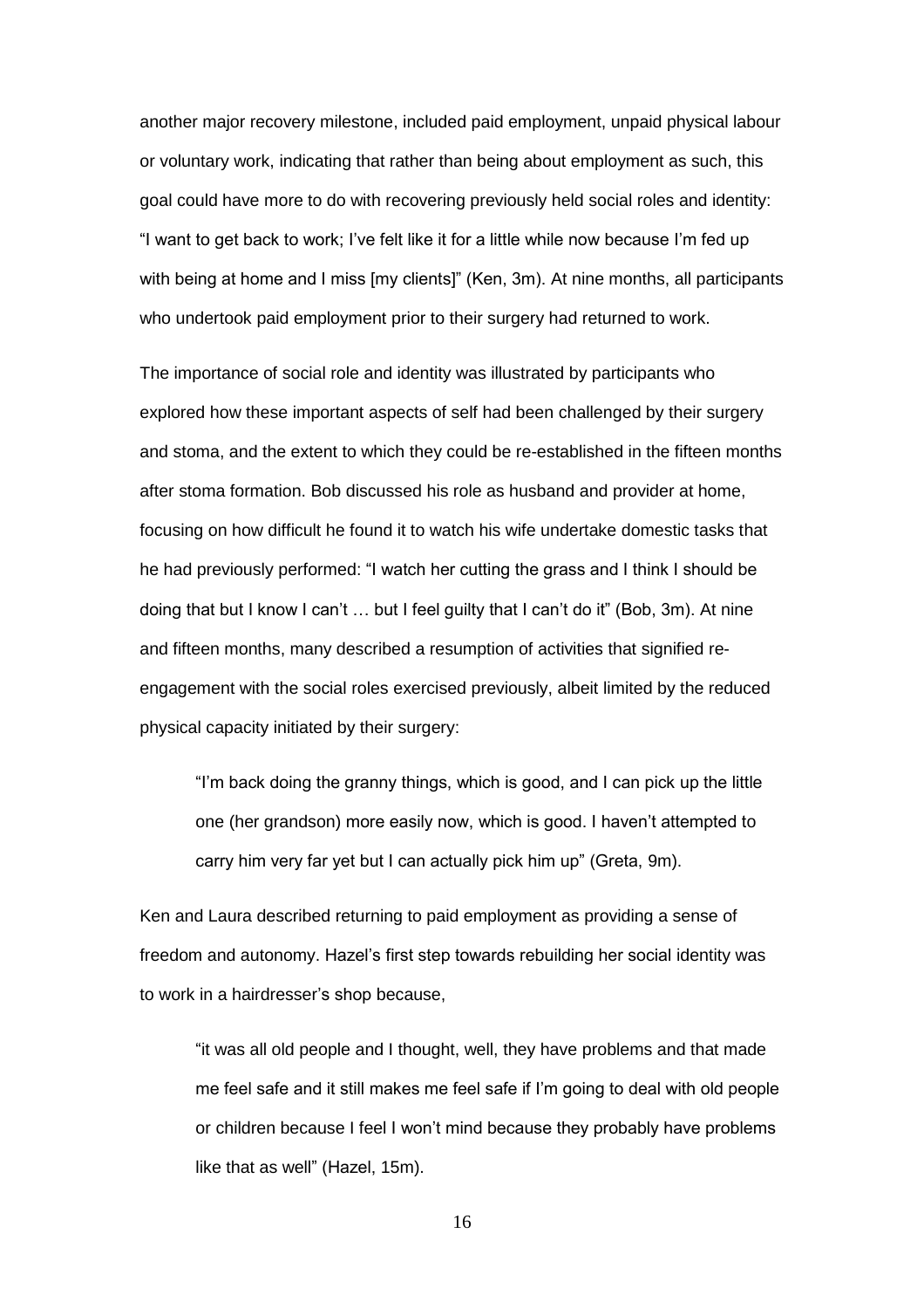another major recovery milestone, included paid employment, unpaid physical labour or voluntary work, indicating that rather than being about employment as such, this goal could have more to do with recovering previously held social roles and identity: "I want to get back to work; I've felt like it for a little while now because I'm fed up with being at home and I miss [my clients]" (Ken, 3m). At nine months, all participants who undertook paid employment prior to their surgery had returned to work.

The importance of social role and identity was illustrated by participants who explored how these important aspects of self had been challenged by their surgery and stoma, and the extent to which they could be re-established in the fifteen months after stoma formation. Bob discussed his role as husband and provider at home, focusing on how difficult he found it to watch his wife undertake domestic tasks that he had previously performed: "I watch her cutting the grass and I think I should be doing that but I know I can't … but I feel guilty that I can't do it" (Bob, 3m). At nine and fifteen months, many described a resumption of activities that signified re-engagement with the social roles exercised previously, albeit limited by the reduced physical capacity initiated by their surgery:

> "I'm back doing the granny things, which is good, and I can pick up the little one (her grandson) more easily now, which is good. I haven't attempted to carry him very far yet but I can actually pick him up" (Greta, 9m).

Ken and Laura described returning to paid employment as providing a sense of freedom and autonomy. Hazel's first step towards rebuilding her social identity was to work in a hairdresser's shop because,

> "it was all old people and I thought, well, they have problems and that made me feel safe and it still makes me feel safe if I'm going to deal with old people or children because I feel I won't mind because they probably have problems like that as well" (Hazel, 15m).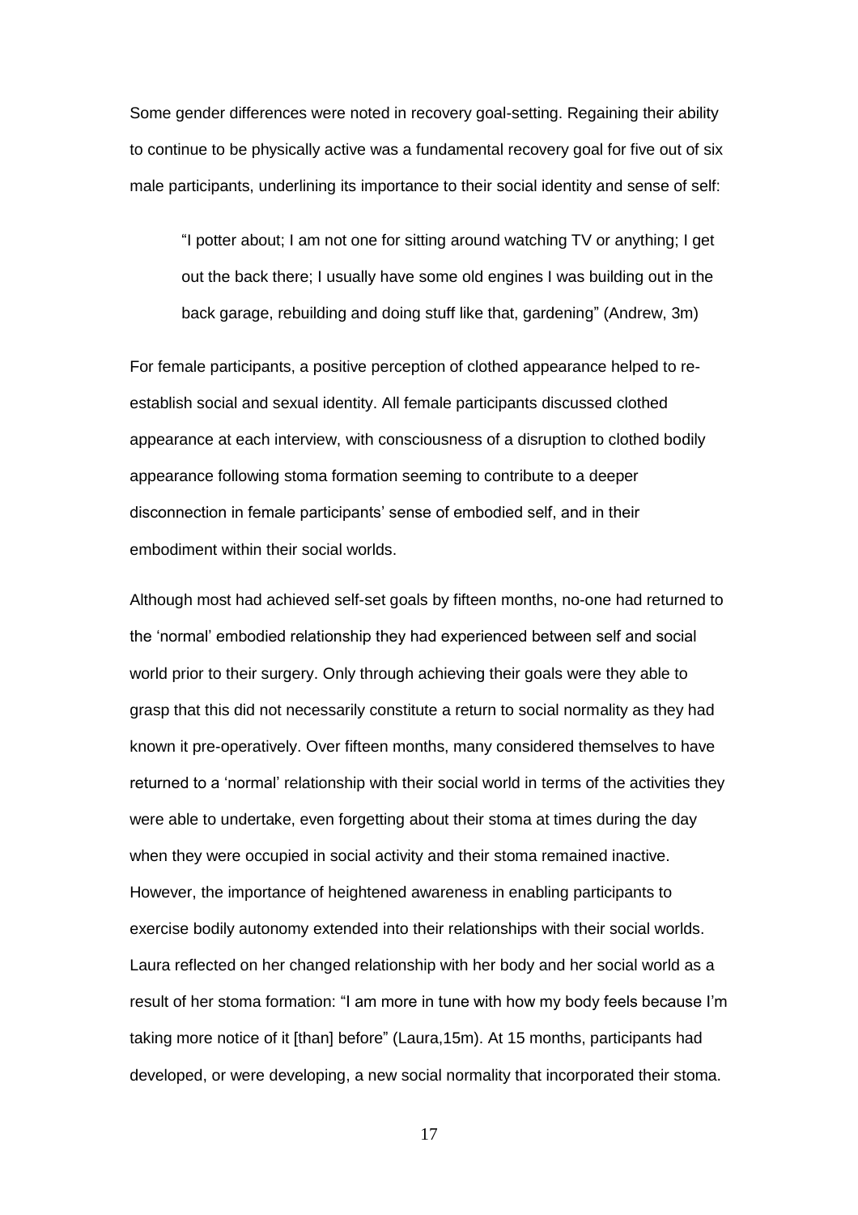Some gender differences were noted in recovery goal-setting. Regaining their ability to continue to be physically active was a fundamental recovery goal for five out of six male participants, underlining its importance to their social identity and sense of self:

> "I potter about; I am not one for sitting around watching TV or anything; I get out the back there; I usually have some old engines I was building out in the back garage, rebuilding and doing stuff like that, gardening" (Andrew, 3m)

For female participants, a positive perception of clothed appearance helped to re-establish social and sexual identity. All female participants discussed clothed appearance at each interview, with consciousness of a disruption to clothed bodily appearance following stoma formation seeming to contribute to a deeper disconnection in female participants' sense of embodied self, and in their embodiment within their social worlds.

Although most had achieved self-set goals by fifteen months, no-one had returned to the 'normal' embodied relationship they had experienced between self and social world prior to their surgery. Only through achieving their goals were they able to grasp that this did not necessarily constitute a return to social normality as they had known it pre-operatively. Over fifteen months, many considered themselves to have returned to a 'normal' relationship with their social world in terms of the activities they were able to undertake, even forgetting about their stoma at times during the day when they were occupied in social activity and their stoma remained inactive. However, the importance of heightened awareness in enabling participants to exercise bodily autonomy extended into their relationships with their social worlds. Laura reflected on her changed relationship with her body and her social world as a result of her stoma formation: "I am more in tune with how my body feels because I'm taking more notice of it [than] before" (Laura,15m). At 15 months, participants had developed, or were developing, a new social normality that incorporated their stoma.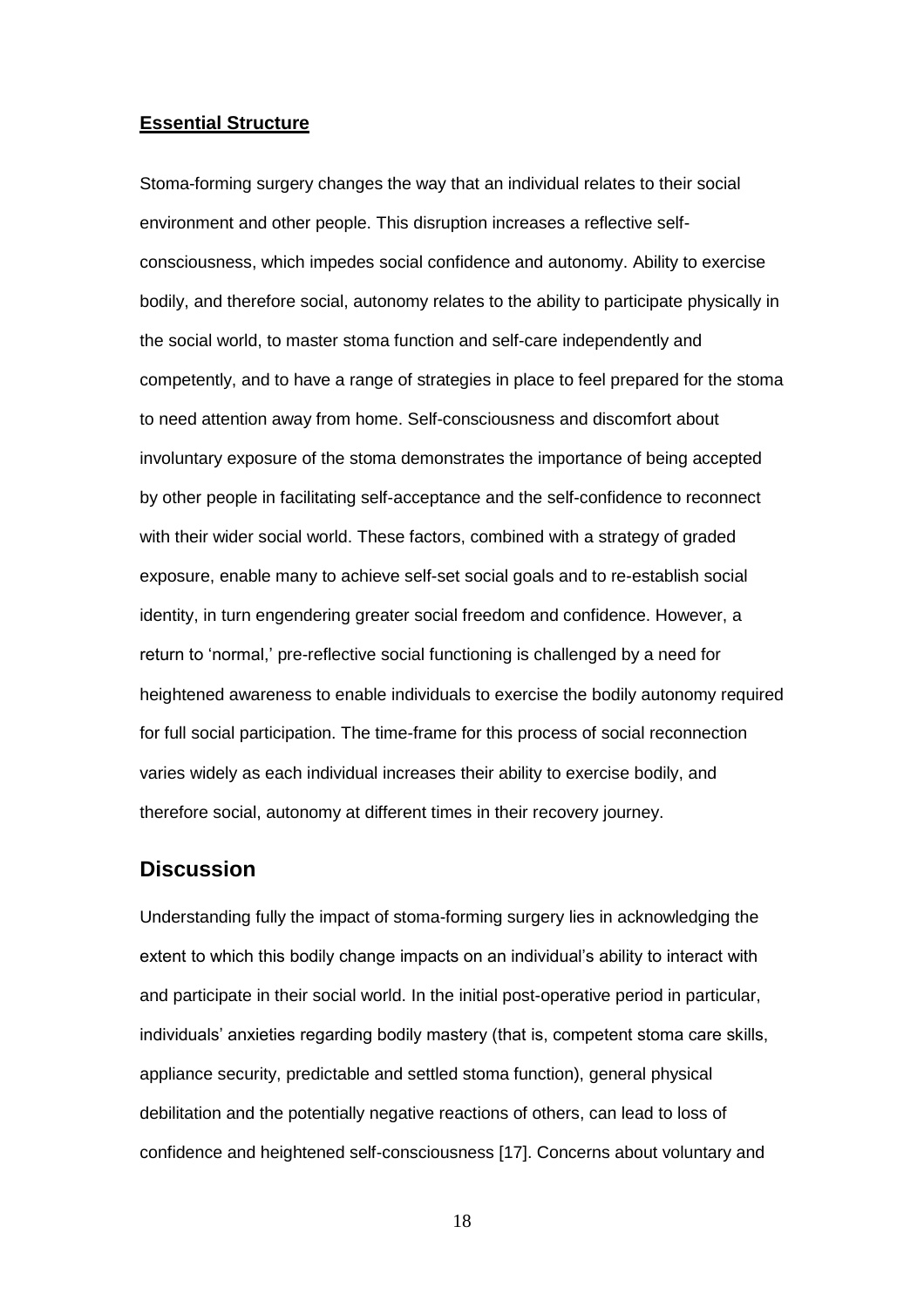**Essential Structure**

Stoma-forming surgery changes the way that an individual relates to their social environment and other people. This disruption increases a reflective self-consciousness, which impedes social confidence and autonomy. Ability to exercise bodily, and therefore social, autonomy relates to the ability to participate physically in the social world, to master stoma function and self-care independently and competently, and to have a range of strategies in place to feel prepared for the stoma to need attention away from home. Self-consciousness and discomfort about involuntary exposure of the stoma demonstrates the importance of being accepted by other people in facilitating self-acceptance and the self-confidence to reconnect with their wider social world. These factors, combined with a strategy of graded exposure, enable many to achieve self-set social goals and to re-establish social identity, in turn engendering greater social freedom and confidence. However, a return to 'normal,' pre-reflective social functioning is challenged by a need for heightened awareness to enable individuals to exercise the bodily autonomy required for full social participation. The time-frame for this process of social reconnection varies widely as each individual increases their ability to exercise bodily, and therefore social, autonomy at different times in their recovery journey.

## Discussion

Understanding fully the impact of stoma-forming surgery lies in acknowledging the extent to which this bodily change impacts on an individual's ability to interact with and participate in their social world. In the initial post-operative period in particular, individuals' anxieties regarding bodily mastery (that is, competent stoma care skills, appliance security, predictable and settled stoma function), general physical debilitation and the potentially negative reactions of others, can lead to loss of confidence and heightened self-consciousness [17]. Concerns about voluntary and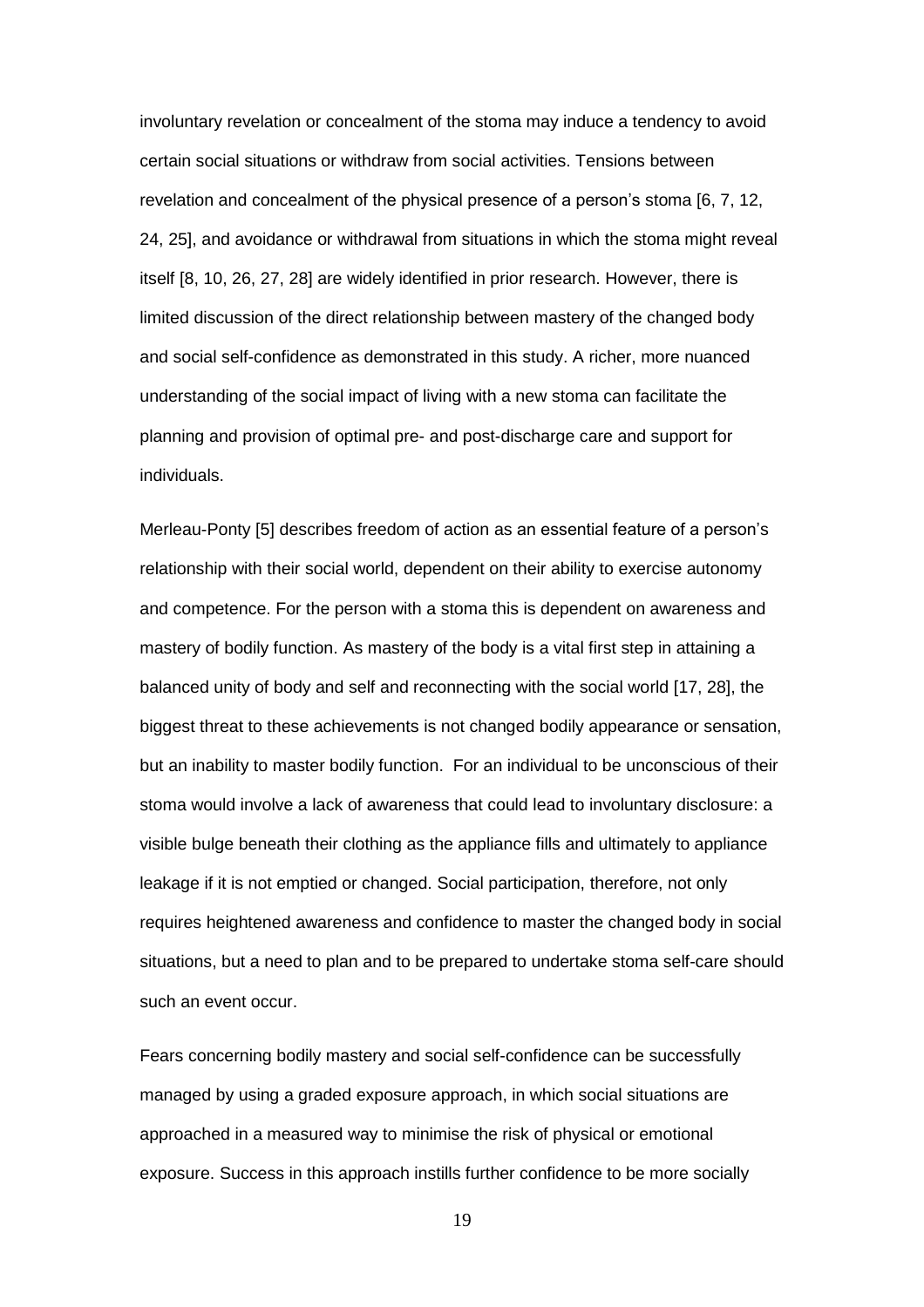involuntary revelation or concealment of the stoma may induce a tendency to avoid certain social situations or withdraw from social activities. Tensions between revelation and concealment of the physical presence of a person's stoma [6, 7, 12, 24, 25], and avoidance or withdrawal from situations in which the stoma might reveal itself [8, 10, 26, 27, 28] are widely identified in prior research. However, there is limited discussion of the direct relationship between mastery of the changed body and social self-confidence as demonstrated in this study. A richer, more nuanced understanding of the social impact of living with a new stoma can facilitate the planning and provision of optimal pre- and post-discharge care and support for individuals.

Merleau-Ponty [5] describes freedom of action as an essential feature of a person's relationship with their social world, dependent on their ability to exercise autonomy and competence. For the person with a stoma this is dependent on awareness and mastery of bodily function. As mastery of the body is a vital first step in attaining a balanced unity of body and self and reconnecting with the social world [17, 28], the biggest threat to these achievements is not changed bodily appearance or sensation, but an inability to master bodily function. For an individual to be unconscious of their stoma would involve a lack of awareness that could lead to involuntary disclosure: a visible bulge beneath their clothing as the appliance fills and ultimately to appliance leakage if it is not emptied or changed. Social participation, therefore, not only requires heightened awareness and confidence to master the changed body in social situations, but a need to plan and to be prepared to undertake stoma self-care should such an event occur.

Fears concerning bodily mastery and social self-confidence can be successfully managed by using a graded exposure approach, in which social situations are approached in a measured way to minimise the risk of physical or emotional exposure. Success in this approach instills further confidence to be more socially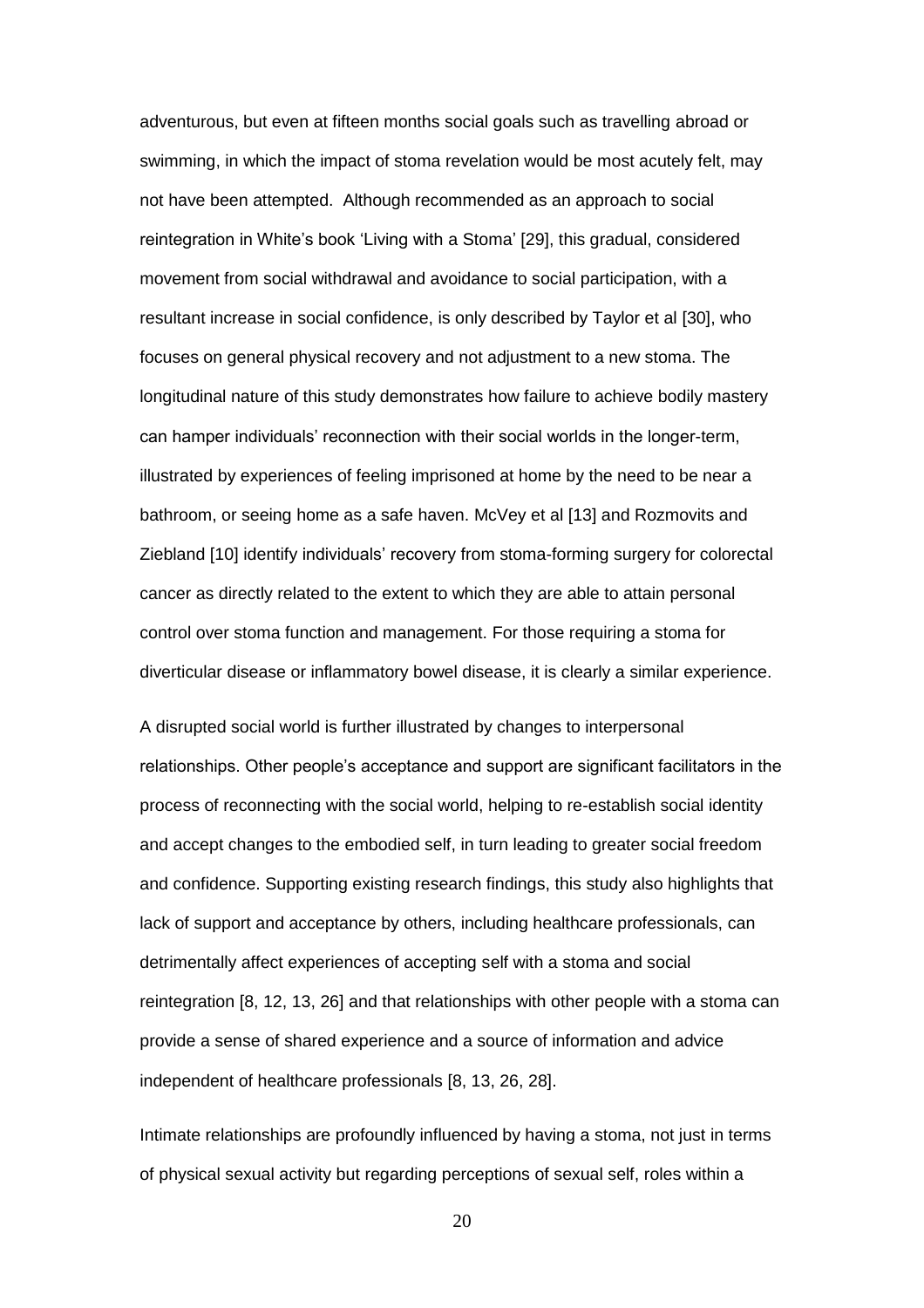adventurous, but even at fifteen months social goals such as travelling abroad or swimming, in which the impact of stoma revelation would be most acutely felt, may not have been attempted. Although recommended as an approach to social reintegration in White's book 'Living with a Stoma' [29], this gradual, considered movement from social withdrawal and avoidance to social participation, with a resultant increase in social confidence, is only described by Taylor et al [30], who focuses on general physical recovery and not adjustment to a new stoma. The longitudinal nature of this study demonstrates how failure to achieve bodily mastery can hamper individuals' reconnection with their social worlds in the longer-term, illustrated by experiences of feeling imprisoned at home by the need to be near a bathroom, or seeing home as a safe haven. McVey et al [13] and Rozmovits and Ziebland [10] identify individuals' recovery from stoma-forming surgery for colorectal cancer as directly related to the extent to which they are able to attain personal control over stoma function and management. For those requiring a stoma for diverticular disease or inflammatory bowel disease, it is clearly a similar experience.

A disrupted social world is further illustrated by changes to interpersonal relationships. Other people's acceptance and support are significant facilitators in the process of reconnecting with the social world, helping to re-establish social identity and accept changes to the embodied self, in turn leading to greater social freedom and confidence. Supporting existing research findings, this study also highlights that lack of support and acceptance by others, including healthcare professionals, can detrimentally affect experiences of accepting self with a stoma and social reintegration [8, 12, 13, 26] and that relationships with other people with a stoma can provide a sense of shared experience and a source of information and advice independent of healthcare professionals [8, 13, 26, 28].

Intimate relationships are profoundly influenced by having a stoma, not just in terms of physical sexual activity but regarding perceptions of sexual self, roles within a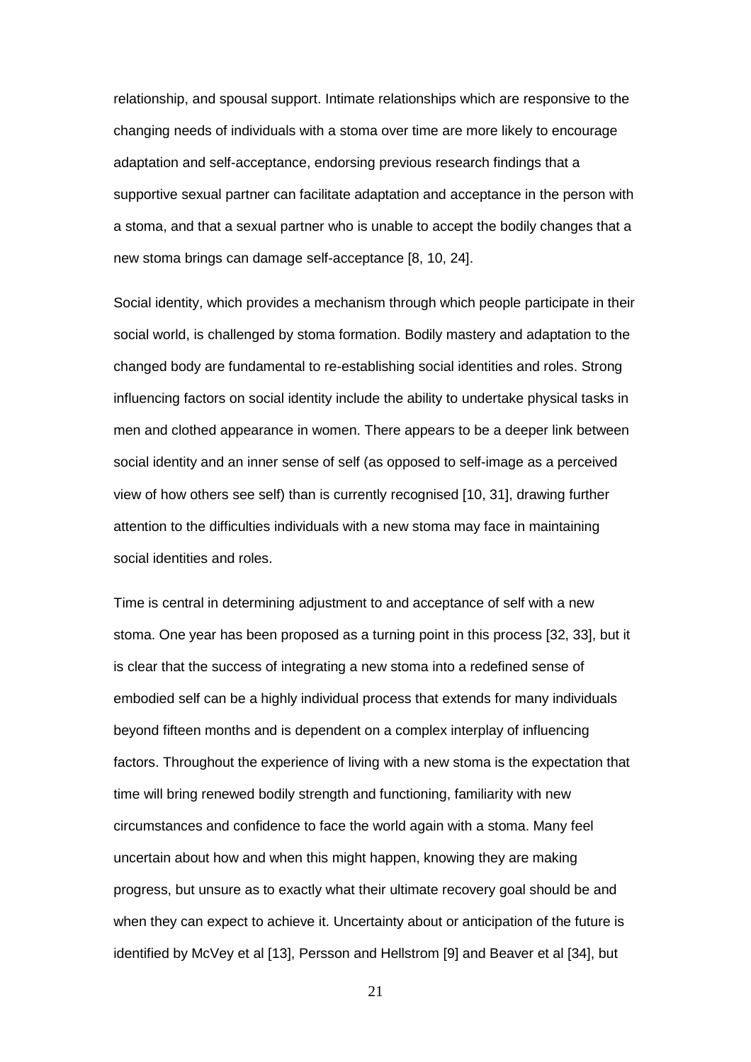relationship, and spousal support. Intimate relationships which are responsive to the changing needs of individuals with a stoma over time are more likely to encourage adaptation and self-acceptance, endorsing previous research findings that a supportive sexual partner can facilitate adaptation and acceptance in the person with a stoma, and that a sexual partner who is unable to accept the bodily changes that a new stoma brings can damage self-acceptance [8, 10, 24].

Social identity, which provides a mechanism through which people participate in their social world, is challenged by stoma formation. Bodily mastery and adaptation to the changed body are fundamental to re-establishing social identities and roles. Strong influencing factors on social identity include the ability to undertake physical tasks in men and clothed appearance in women. There appears to be a deeper link between social identity and an inner sense of self (as opposed to self-image as a perceived view of how others see self) than is currently recognised [10, 31], drawing further attention to the difficulties individuals with a new stoma may face in maintaining social identities and roles.

Time is central in determining adjustment to and acceptance of self with a new stoma. One year has been proposed as a turning point in this process [32, 33], but it is clear that the success of integrating a new stoma into a redefined sense of embodied self can be a highly individual process that extends for many individuals beyond fifteen months and is dependent on a complex interplay of influencing factors. Throughout the experience of living with a new stoma is the expectation that time will bring renewed bodily strength and functioning, familiarity with new circumstances and confidence to face the world again with a stoma. Many feel uncertain about how and when this might happen, knowing they are making progress, but unsure as to exactly what their ultimate recovery goal should be and when they can expect to achieve it. Uncertainty about or anticipation of the future is identified by McVey et al [13], Persson and Hellstrom [9] and Beaver et al [34], but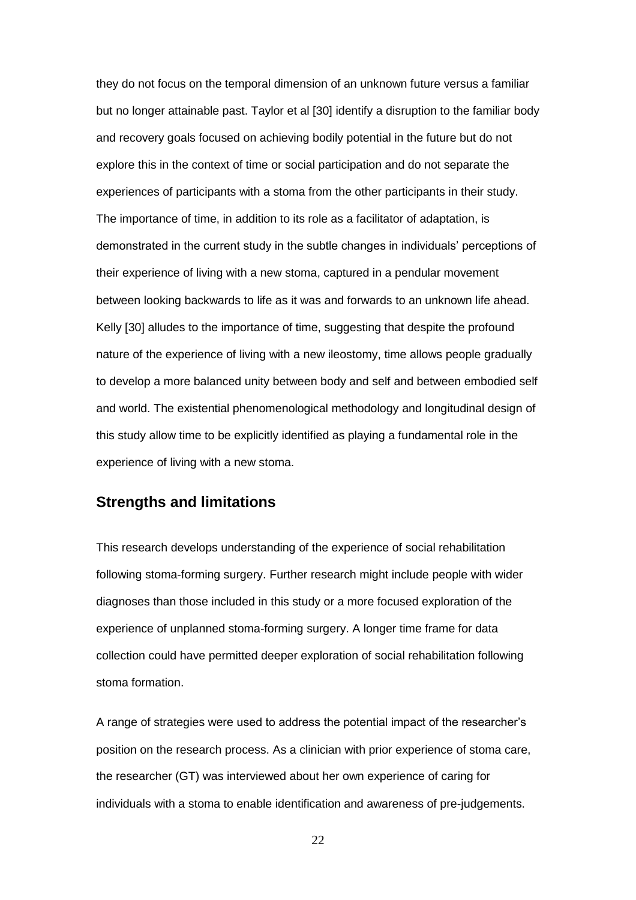they do not focus on the temporal dimension of an unknown future versus a familiar but no longer attainable past. Taylor et al [30] identify a disruption to the familiar body and recovery goals focused on achieving bodily potential in the future but do not explore this in the context of time or social participation and do not separate the experiences of participants with a stoma from the other participants in their study. The importance of time, in addition to its role as a facilitator of adaptation, is demonstrated in the current study in the subtle changes in individuals' perceptions of their experience of living with a new stoma, captured in a pendular movement between looking backwards to life as it was and forwards to an unknown life ahead. Kelly [30] alludes to the importance of time, suggesting that despite the profound nature of the experience of living with a new ileostomy, time allows people gradually to develop a more balanced unity between body and self and between embodied self and world. The existential phenomenological methodology and longitudinal design of this study allow time to be explicitly identified as playing a fundamental role in the experience of living with a new stoma.

## Strengths and limitations

This research develops understanding of the experience of social rehabilitation following stoma-forming surgery. Further research might include people with wider diagnoses than those included in this study or a more focused exploration of the experience of unplanned stoma-forming surgery. A longer time frame for data collection could have permitted deeper exploration of social rehabilitation following stoma formation.

A range of strategies were used to address the potential impact of the researcher's position on the research process. As a clinician with prior experience of stoma care, the researcher (GT) was interviewed about her own experience of caring for individuals with a stoma to enable identification and awareness of pre-judgements.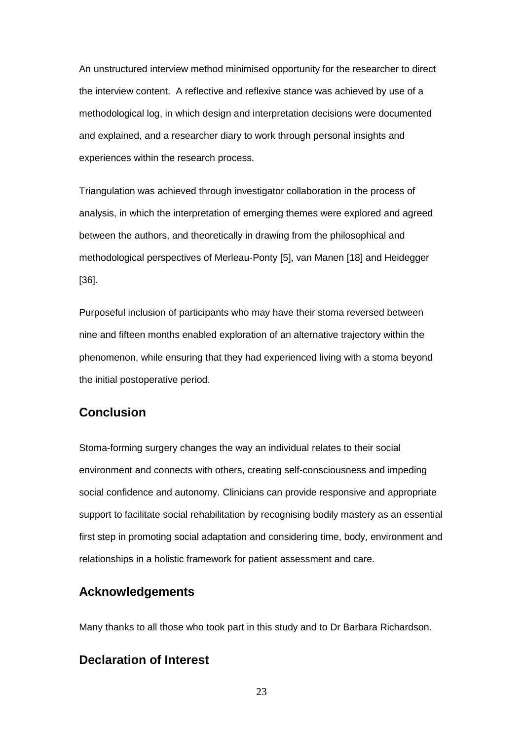An unstructured interview method minimised opportunity for the researcher to direct the interview content. A reflective and reflexive stance was achieved by use of a methodological log, in which design and interpretation decisions were documented and explained, and a researcher diary to work through personal insights and experiences within the research process.

Triangulation was achieved through investigator collaboration in the process of analysis, in which the interpretation of emerging themes were explored and agreed between the authors, and theoretically in drawing from the philosophical and methodological perspectives of Merleau-Ponty [5], van Manen [18] and Heidegger [36].

Purposeful inclusion of participants who may have their stoma reversed between nine and fifteen months enabled exploration of an alternative trajectory within the phenomenon, while ensuring that they had experienced living with a stoma beyond the initial postoperative period.

## Conclusion

Stoma-forming surgery changes the way an individual relates to their social environment and connects with others, creating self-consciousness and impeding social confidence and autonomy. Clinicians can provide responsive and appropriate support to facilitate social rehabilitation by recognising bodily mastery as an essential first step in promoting social adaptation and considering time, body, environment and relationships in a holistic framework for patient assessment and care.

## Acknowledgements

Many thanks to all those who took part in this study and to Dr Barbara Richardson.

## Declaration of Interest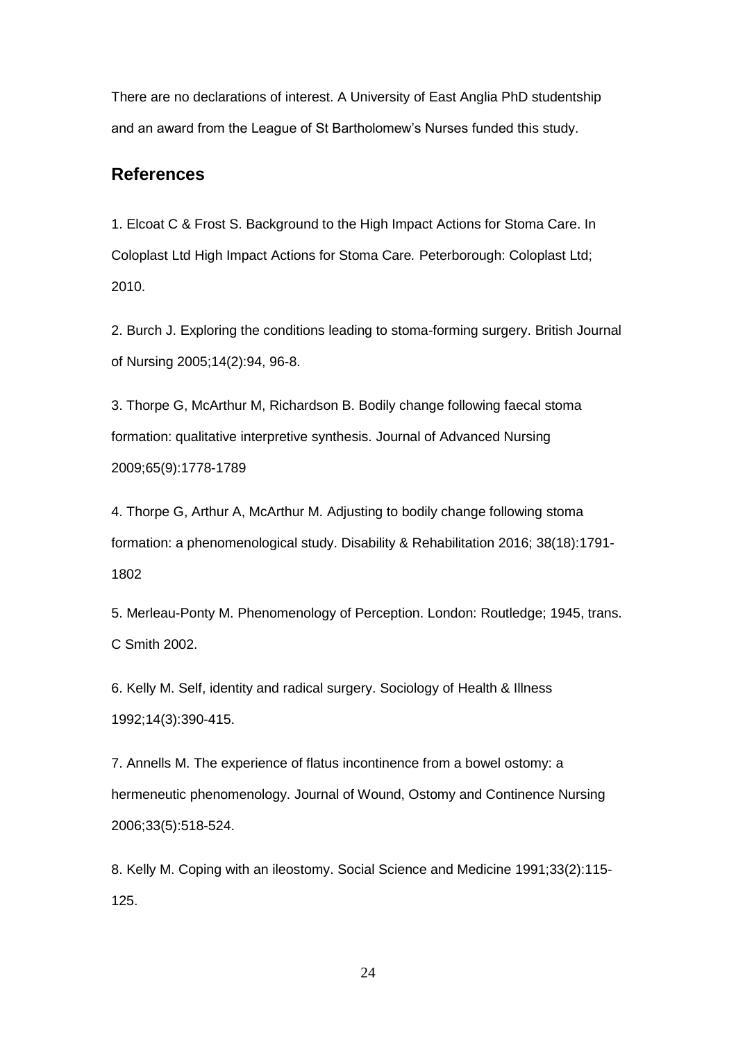There are no declarations of interest. A University of East Anglia PhD studentship and an award from the League of St Bartholomew's Nurses funded this study.

## References

1. Elcoat C & Frost S. Background to the High Impact Actions for Stoma Care. In Coloplast Ltd High Impact Actions for Stoma Care*.* Peterborough: Coloplast Ltd; 2010.

2. Burch J. Exploring the conditions leading to stoma-forming surgery. British Journal of Nursing 2005;14(2):94, 96-8.

3. Thorpe G, McArthur M, Richardson B. Bodily change following faecal stoma formation: qualitative interpretive synthesis. Journal of Advanced Nursing 2009;65(9):1778-1789

4. Thorpe G, Arthur A, McArthur M. Adjusting to bodily change following stoma formation: a phenomenological study. Disability & Rehabilitation 2016; 38(18):1791-1802

5. Merleau-Ponty M. Phenomenology of Perception. London: Routledge; 1945, trans. C Smith 2002.

6. Kelly M. Self, identity and radical surgery. Sociology of Health & Illness 1992;14(3):390-415.

7. Annells M. The experience of flatus incontinence from a bowel ostomy: a hermeneutic phenomenology. Journal of Wound, Ostomy and Continence Nursing 2006;33(5):518-524.

8. Kelly M. Coping with an ileostomy. Social Science and Medicine 1991;33(2):115-125.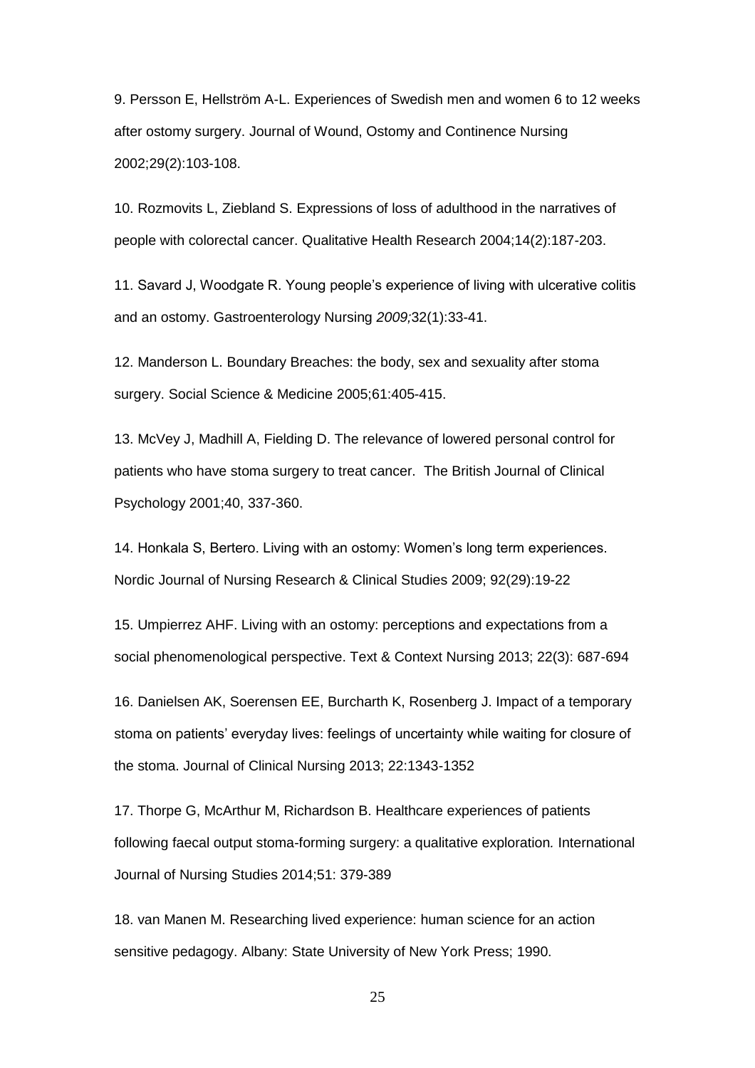9. Persson E, Hellström A-L. Experiences of Swedish men and women 6 to 12 weeks after ostomy surgery. Journal of Wound, Ostomy and Continence Nursing 2002;29(2):103-108.

10. Rozmovits L, Ziebland S. Expressions of loss of adulthood in the narratives of people with colorectal cancer. Qualitative Health Research 2004;14(2):187-203.

11. Savard J, Woodgate R. Young people's experience of living with ulcerative colitis and an ostomy. Gastroenterology Nursing *2009;*32(1):33-41.

12. Manderson L. Boundary Breaches: the body, sex and sexuality after stoma surgery. Social Science & Medicine 2005;61:405-415.

13. McVey J, Madhill A, Fielding D. The relevance of lowered personal control for patients who have stoma surgery to treat cancer. The British Journal of Clinical Psychology 2001;40, 337-360.

14. Honkala S, Bertero. Living with an ostomy: Women's long term experiences. Nordic Journal of Nursing Research & Clinical Studies 2009; 92(29):19-22

15. Umpierrez AHF. Living with an ostomy: perceptions and expectations from a social phenomenological perspective. Text & Context Nursing 2013; 22(3): 687-694

16. Danielsen AK, Soerensen EE, Burcharth K, Rosenberg J. Impact of a temporary stoma on patients' everyday lives: feelings of uncertainty while waiting for closure of the stoma. Journal of Clinical Nursing 2013; 22:1343-1352

17. Thorpe G, McArthur M, Richardson B. Healthcare experiences of patients following faecal output stoma-forming surgery: a qualitative exploration*.* International Journal of Nursing Studies 2014;51: 379-389

18. van Manen M. Researching lived experience: human science for an action sensitive pedagogy. Albany: State University of New York Press; 1990.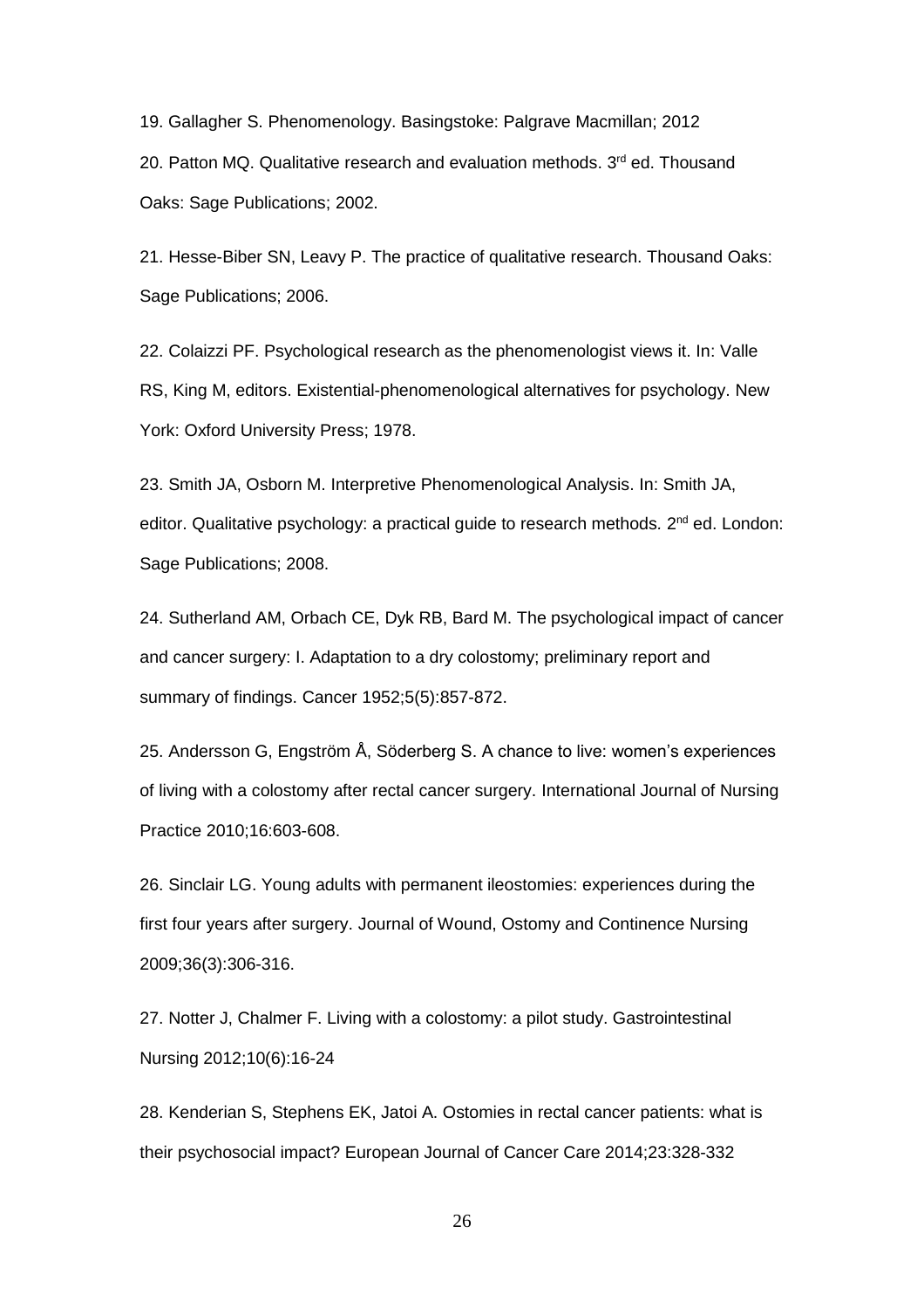19. Gallagher S. Phenomenology. Basingstoke: Palgrave Macmillan; 2012

20. Patton MQ. Qualitative research and evaluation methods. 3rd ed. Thousand Oaks: Sage Publications; 2002.

21. Hesse-Biber SN, Leavy P. The practice of qualitative research. Thousand Oaks: Sage Publications; 2006.

22. Colaizzi PF. Psychological research as the phenomenologist views it. In: Valle RS, King M, editors. Existential-phenomenological alternatives for psychology. New York: Oxford University Press; 1978.

23. Smith JA, Osborn M. Interpretive Phenomenological Analysis. In: Smith JA, editor. Qualitative psychology: a practical guide to research methods. 2nd ed. London: Sage Publications; 2008.

24. Sutherland AM, Orbach CE, Dyk RB, Bard M. The psychological impact of cancer and cancer surgery: I. Adaptation to a dry colostomy; preliminary report and summary of findings. Cancer 1952;5(5):857-872.

25. Andersson G, Engström Å, Söderberg S. A chance to live: women's experiences of living with a colostomy after rectal cancer surgery. International Journal of Nursing Practice 2010;16:603-608.

26. Sinclair LG. Young adults with permanent ileostomies: experiences during the first four years after surgery. Journal of Wound, Ostomy and Continence Nursing 2009;36(3):306-316.

27. Notter J, Chalmer F. Living with a colostomy: a pilot study. Gastrointestinal Nursing 2012;10(6):16-24

28. Kenderian S, Stephens EK, Jatoi A. Ostomies in rectal cancer patients: what is their psychosocial impact? European Journal of Cancer Care 2014;23:328-332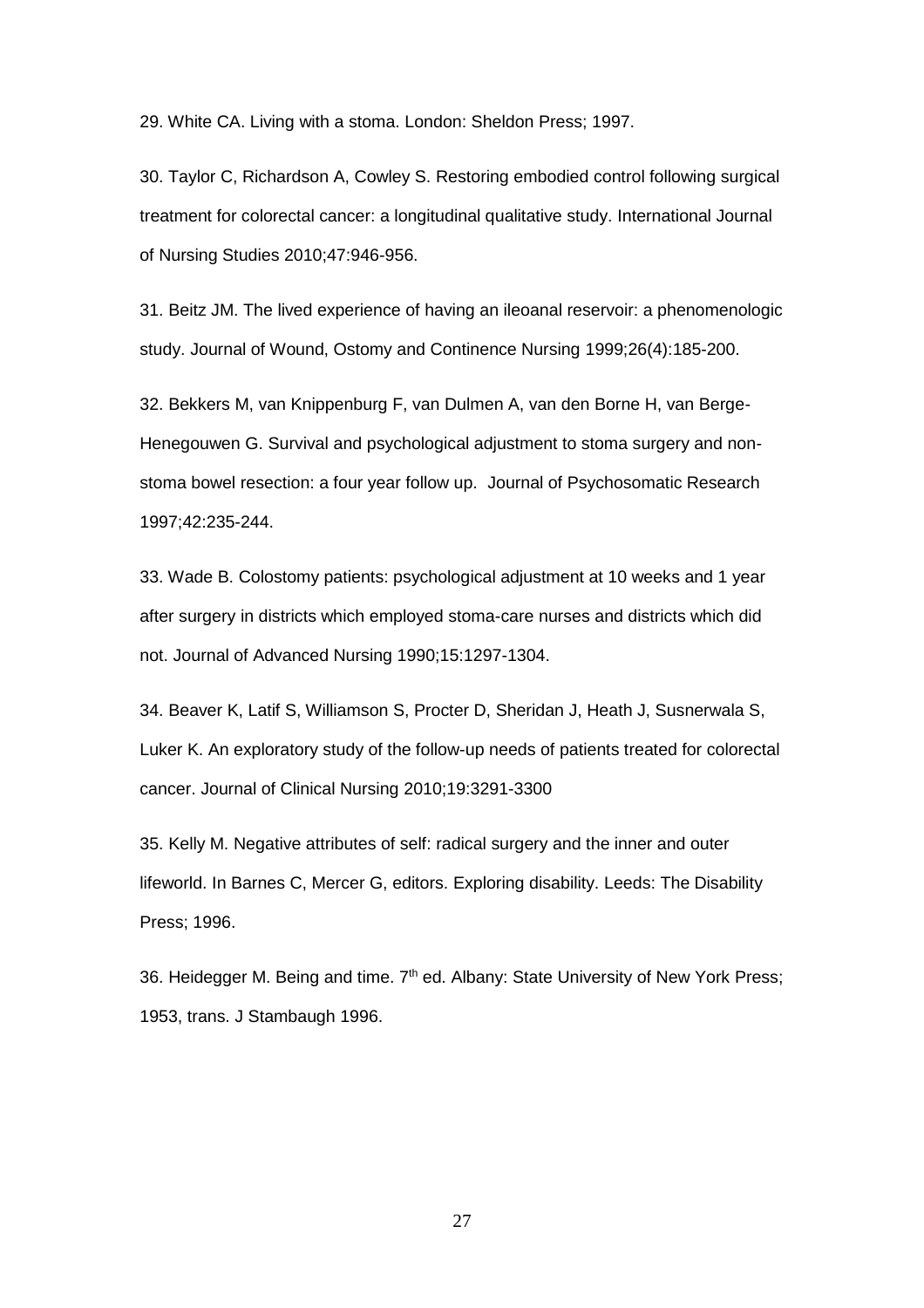29. White CA. Living with a stoma. London: Sheldon Press; 1997.

30. Taylor C, Richardson A, Cowley S. Restoring embodied control following surgical treatment for colorectal cancer: a longitudinal qualitative study. International Journal of Nursing Studies 2010;47:946-956.

31. Beitz JM. The lived experience of having an ileoanal reservoir: a phenomenologic study. Journal of Wound, Ostomy and Continence Nursing 1999;26(4):185-200.

32. Bekkers M, van Knippenburg F, van Dulmen A, van den Borne H, van Berge-Henegouwen G. Survival and psychological adjustment to stoma surgery and non-stoma bowel resection: a four year follow up. Journal of Psychosomatic Research 1997;42:235-244.

33. Wade B. Colostomy patients: psychological adjustment at 10 weeks and 1 year after surgery in districts which employed stoma-care nurses and districts which did not. Journal of Advanced Nursing 1990;15:1297-1304.

34. Beaver K, Latif S, Williamson S, Procter D, Sheridan J, Heath J, Susnerwala S, Luker K. An exploratory study of the follow-up needs of patients treated for colorectal cancer. Journal of Clinical Nursing 2010;19:3291-3300

35. Kelly M. Negative attributes of self: radical surgery and the inner and outer lifeworld. In Barnes C, Mercer G, editors. Exploring disability. Leeds: The Disability Press; 1996.

36. Heidegger M. Being and time. 7th ed. Albany: State University of New York Press; 1953, trans. J Stambaugh 1996.